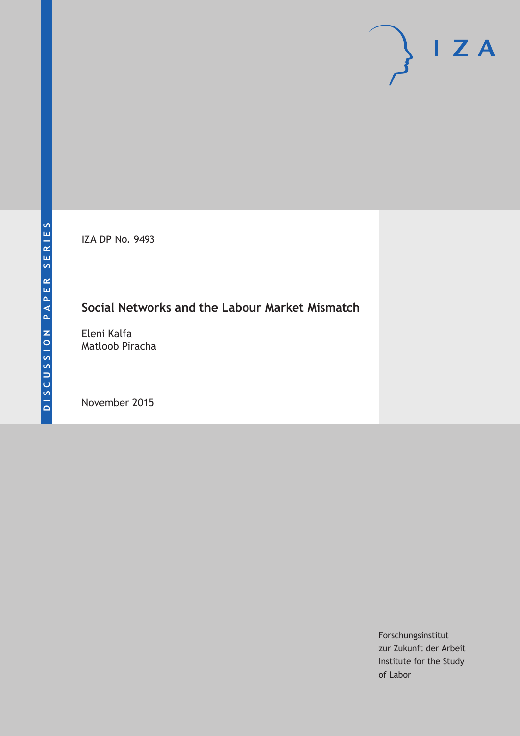DISCUSSION PAPER SERIES

IZA

IZA DP No. 9493

# Social Networks and the Labour Market Mismatch

Eleni Kalfa
Matloob Piracha

November 2015

Forschungsinstitut
zur Zukunft der Arbeit
Institute for the Study
of Labor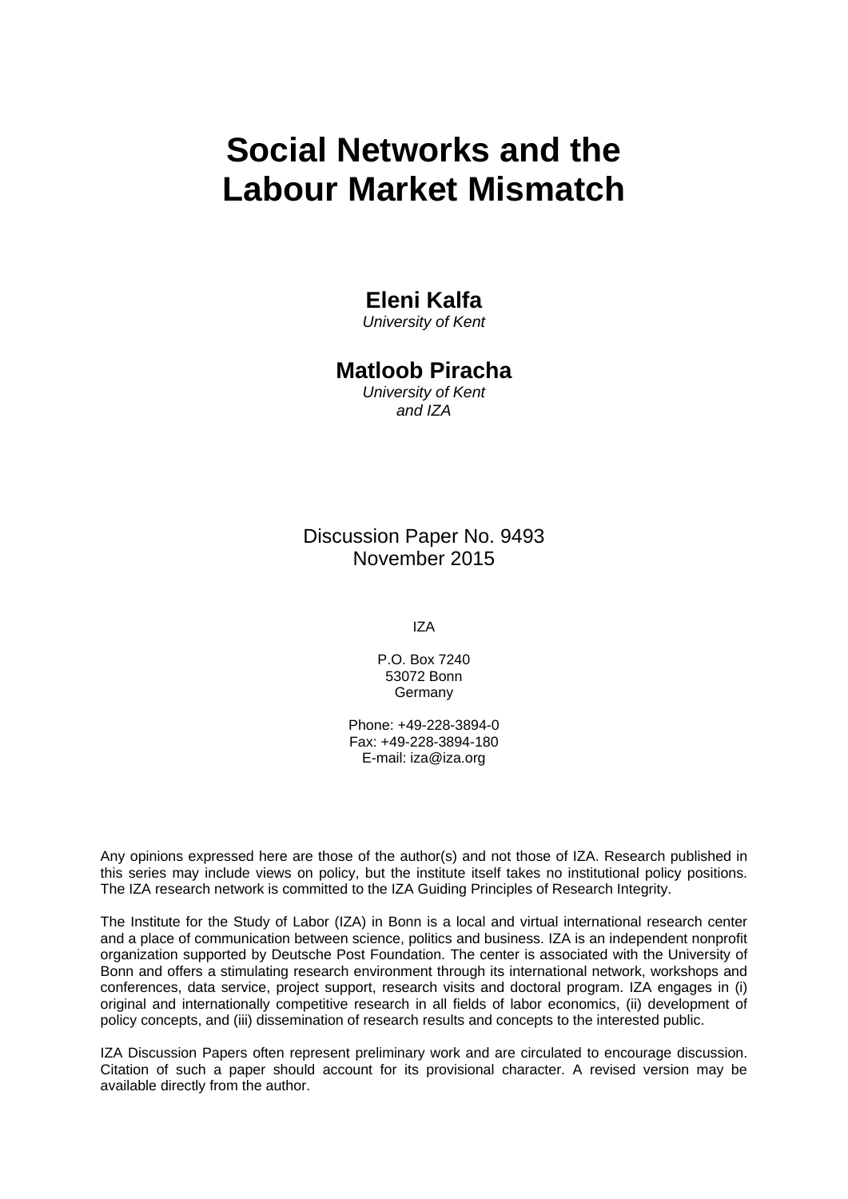# Social Networks and the Labour Market Mismatch

**Eleni Kalfa**
*University of Kent*

**Matloob Piracha**
*University of Kent*
*and IZA*

Discussion Paper No. 9493
November 2015

IZA

P.O. Box 7240
53072 Bonn
Germany

Phone: +49-228-3894-0
Fax: +49-228-3894-180
E-mail: iza@iza.org

Any opinions expressed here are those of the author(s) and not those of IZA. Research published in this series may include views on policy, but the institute itself takes no institutional policy positions. The IZA research network is committed to the IZA Guiding Principles of Research Integrity.

The Institute for the Study of Labor (IZA) in Bonn is a local and virtual international research center and a place of communication between science, politics and business. IZA is an independent nonprofit organization supported by Deutsche Post Foundation. The center is associated with the University of Bonn and offers a stimulating research environment through its international network, workshops and conferences, data service, project support, research visits and doctoral program. IZA engages in (i) original and internationally competitive research in all fields of labor economics, (ii) development of policy concepts, and (iii) dissemination of research results and concepts to the interested public.

IZA Discussion Papers often represent preliminary work and are circulated to encourage discussion. Citation of such a paper should account for its provisional character. A revised version may be available directly from the author.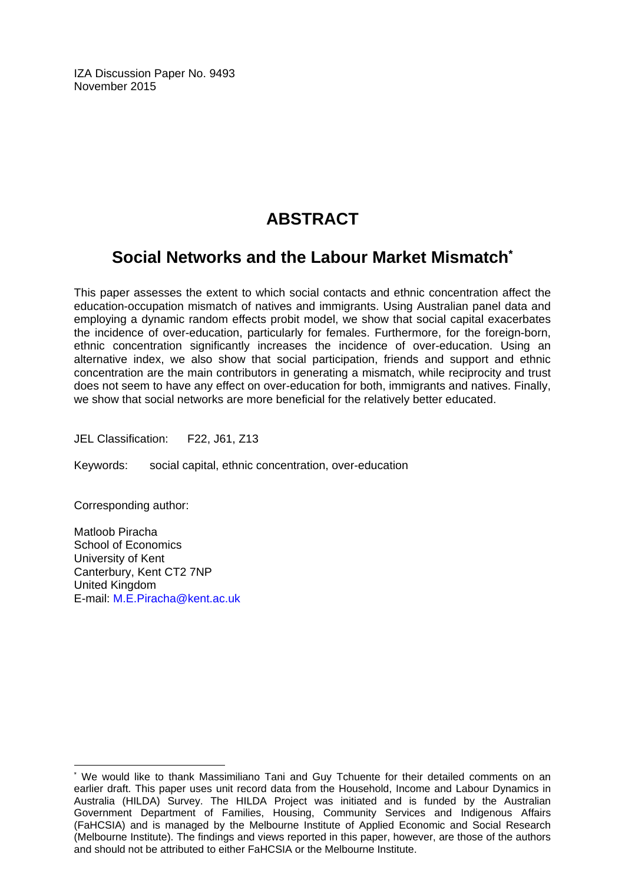IZA Discussion Paper No. 9493
November 2015

# ABSTRACT

## Social Networks and the Labour Market Mismatch*

This paper assesses the extent to which social contacts and ethnic concentration affect the education-occupation mismatch of natives and immigrants. Using Australian panel data and employing a dynamic random effects probit model, we show that social capital exacerbates the incidence of over-education, particularly for females. Furthermore, for the foreign-born, ethnic concentration significantly increases the incidence of over-education. Using an alternative index, we also show that social participation, friends and support and ethnic concentration are the main contributors in generating a mismatch, while reciprocity and trust does not seem to have any effect on over-education for both, immigrants and natives. Finally, we show that social networks are more beneficial for the relatively better educated.

JEL Classification: F22, J61, Z13

Keywords: social capital, ethnic concentration, over-education

Corresponding author:

Matloob Piracha
School of Economics
University of Kent
Canterbury, Kent CT2 7NP
United Kingdom
E-mail: M.E.Piracha@kent.ac.uk

---

* We would like to thank Massimiliano Tani and Guy Tchuente for their detailed comments on an earlier draft. This paper uses unit record data from the Household, Income and Labour Dynamics in Australia (HILDA) Survey. The HILDA Project was initiated and is funded by the Australian Government Department of Families, Housing, Community Services and Indigenous Affairs (FaHCSIA) and is managed by the Melbourne Institute of Applied Economic and Social Research (Melbourne Institute). The findings and views reported in this paper, however, are those of the authors and should not be attributed to either FaHCSIA or the Melbourne Institute.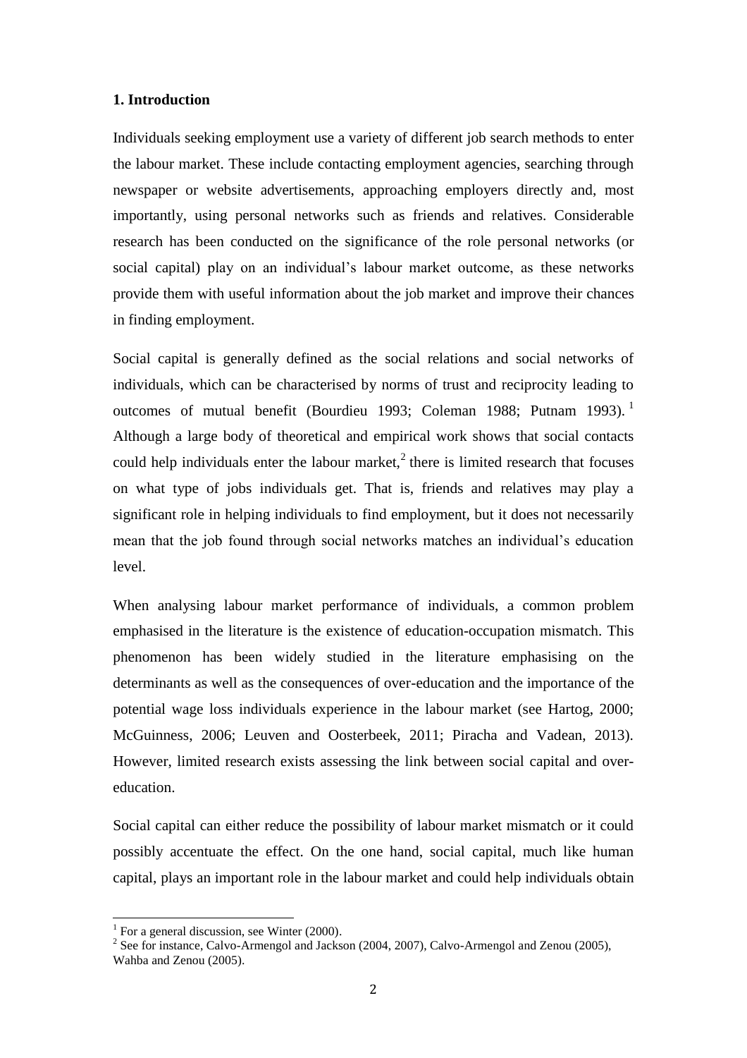## 1. Introduction

Individuals seeking employment use a variety of different job search methods to enter the labour market. These include contacting employment agencies, searching through newspaper or website advertisements, approaching employers directly and, most importantly, using personal networks such as friends and relatives. Considerable research has been conducted on the significance of the role personal networks (or social capital) play on an individual's labour market outcome, as these networks provide them with useful information about the job market and improve their chances in finding employment.

Social capital is generally defined as the social relations and social networks of individuals, which can be characterised by norms of trust and reciprocity leading to outcomes of mutual benefit (Bourdieu 1993; Coleman 1988; Putnam 1993).[1] Although a large body of theoretical and empirical work shows that social contacts could help individuals enter the labour market,[2] there is limited research that focuses on what type of jobs individuals get. That is, friends and relatives may play a significant role in helping individuals to find employment, but it does not necessarily mean that the job found through social networks matches an individual's education level.

When analysing labour market performance of individuals, a common problem emphasised in the literature is the existence of education-occupation mismatch. This phenomenon has been widely studied in the literature emphasising on the determinants as well as the consequences of over-education and the importance of the potential wage loss individuals experience in the labour market (see Hartog, 2000; McGuinness, 2006; Leuven and Oosterbeek, 2011; Piracha and Vadean, 2013). However, limited research exists assessing the link between social capital and over-education.

Social capital can either reduce the possibility of labour market mismatch or it could possibly accentuate the effect. On the one hand, social capital, much like human capital, plays an important role in the labour market and could help individuals obtain

[1] For a general discussion, see Winter (2000).

[2] See for instance, Calvo-Armengol and Jackson (2004, 2007), Calvo-Armengol and Zenou (2005), Wahba and Zenou (2005).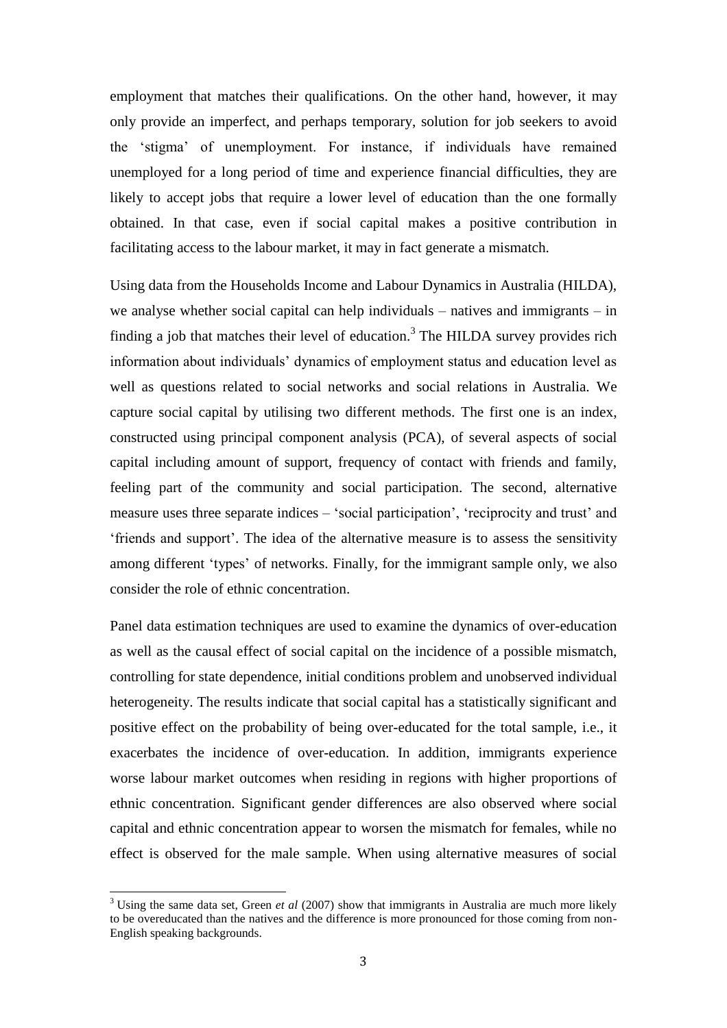employment that matches their qualifications. On the other hand, however, it may only provide an imperfect, and perhaps temporary, solution for job seekers to avoid the 'stigma' of unemployment. For instance, if individuals have remained unemployed for a long period of time and experience financial difficulties, they are likely to accept jobs that require a lower level of education than the one formally obtained. In that case, even if social capital makes a positive contribution in facilitating access to the labour market, it may in fact generate a mismatch.

Using data from the Households Income and Labour Dynamics in Australia (HILDA), we analyse whether social capital can help individuals – natives and immigrants – in finding a job that matches their level of education.[3] The HILDA survey provides rich information about individuals' dynamics of employment status and education level as well as questions related to social networks and social relations in Australia. We capture social capital by utilising two different methods. The first one is an index, constructed using principal component analysis (PCA), of several aspects of social capital including amount of support, frequency of contact with friends and family, feeling part of the community and social participation. The second, alternative measure uses three separate indices – 'social participation', 'reciprocity and trust' and 'friends and support'. The idea of the alternative measure is to assess the sensitivity among different 'types' of networks. Finally, for the immigrant sample only, we also consider the role of ethnic concentration.

Panel data estimation techniques are used to examine the dynamics of over-education as well as the causal effect of social capital on the incidence of a possible mismatch, controlling for state dependence, initial conditions problem and unobserved individual heterogeneity. The results indicate that social capital has a statistically significant and positive effect on the probability of being over-educated for the total sample, i.e., it exacerbates the incidence of over-education. In addition, immigrants experience worse labour market outcomes when residing in regions with higher proportions of ethnic concentration. Significant gender differences are also observed where social capital and ethnic concentration appear to worsen the mismatch for females, while no effect is observed for the male sample. When using alternative measures of social

[3] Using the same data set, Green *et al* (2007) show that immigrants in Australia are much more likely to be overeducated than the natives and the difference is more pronounced for those coming from non-English speaking backgrounds.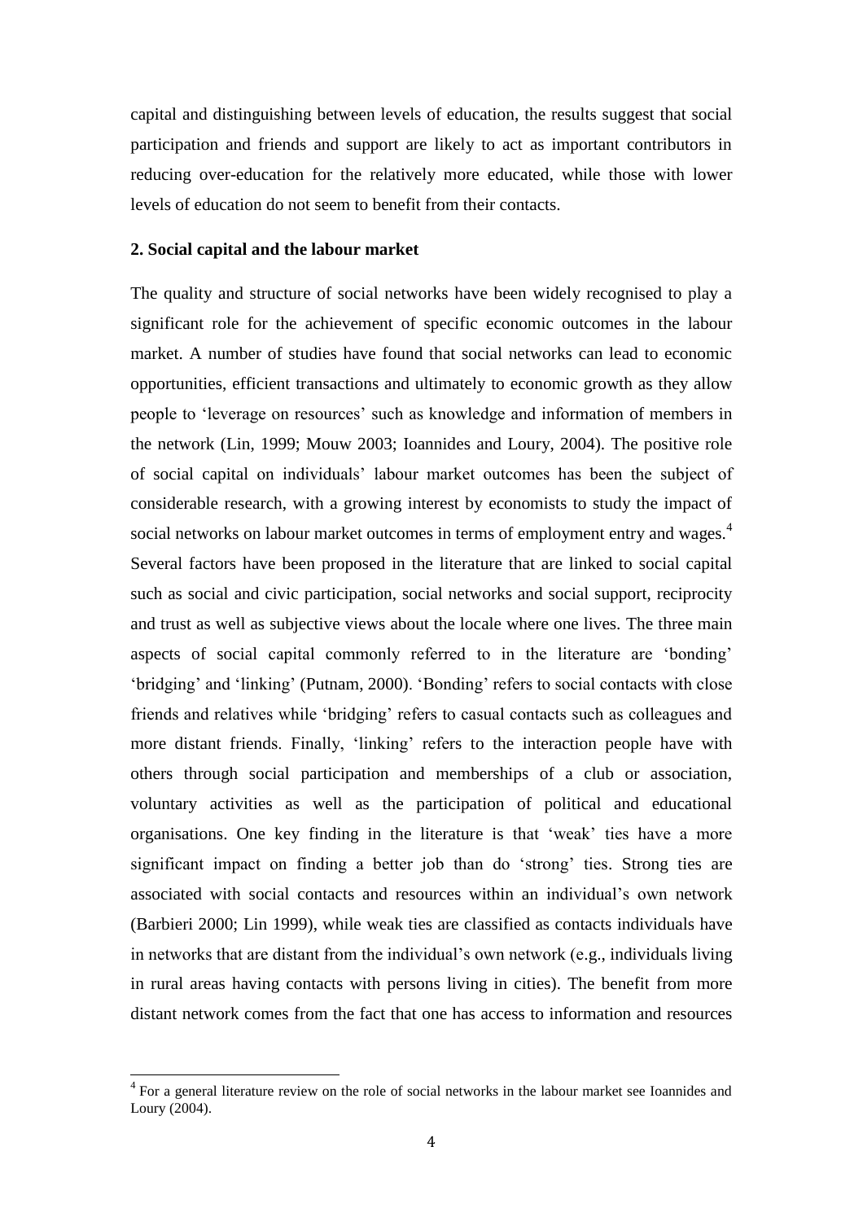capital and distinguishing between levels of education, the results suggest that social participation and friends and support are likely to act as important contributors in reducing over-education for the relatively more educated, while those with lower levels of education do not seem to benefit from their contacts.

## 2. Social capital and the labour market

The quality and structure of social networks have been widely recognised to play a significant role for the achievement of specific economic outcomes in the labour market. A number of studies have found that social networks can lead to economic opportunities, efficient transactions and ultimately to economic growth as they allow people to 'leverage on resources' such as knowledge and information of members in the network (Lin, 1999; Mouw 2003; Ioannides and Loury, 2004). The positive role of social capital on individuals' labour market outcomes has been the subject of considerable research, with a growing interest by economists to study the impact of social networks on labour market outcomes in terms of employment entry and wages.[4] Several factors have been proposed in the literature that are linked to social capital such as social and civic participation, social networks and social support, reciprocity and trust as well as subjective views about the locale where one lives. The three main aspects of social capital commonly referred to in the literature are 'bonding' 'bridging' and 'linking' (Putnam, 2000). 'Bonding' refers to social contacts with close friends and relatives while 'bridging' refers to casual contacts such as colleagues and more distant friends. Finally, 'linking' refers to the interaction people have with others through social participation and memberships of a club or association, voluntary activities as well as the participation of political and educational organisations. One key finding in the literature is that 'weak' ties have a more significant impact on finding a better job than do 'strong' ties. Strong ties are associated with social contacts and resources within an individual's own network (Barbieri 2000; Lin 1999), while weak ties are classified as contacts individuals have in networks that are distant from the individual's own network (e.g., individuals living in rural areas having contacts with persons living in cities). The benefit from more distant network comes from the fact that one has access to information and resources

[4] For a general literature review on the role of social networks in the labour market see Ioannides and Loury (2004).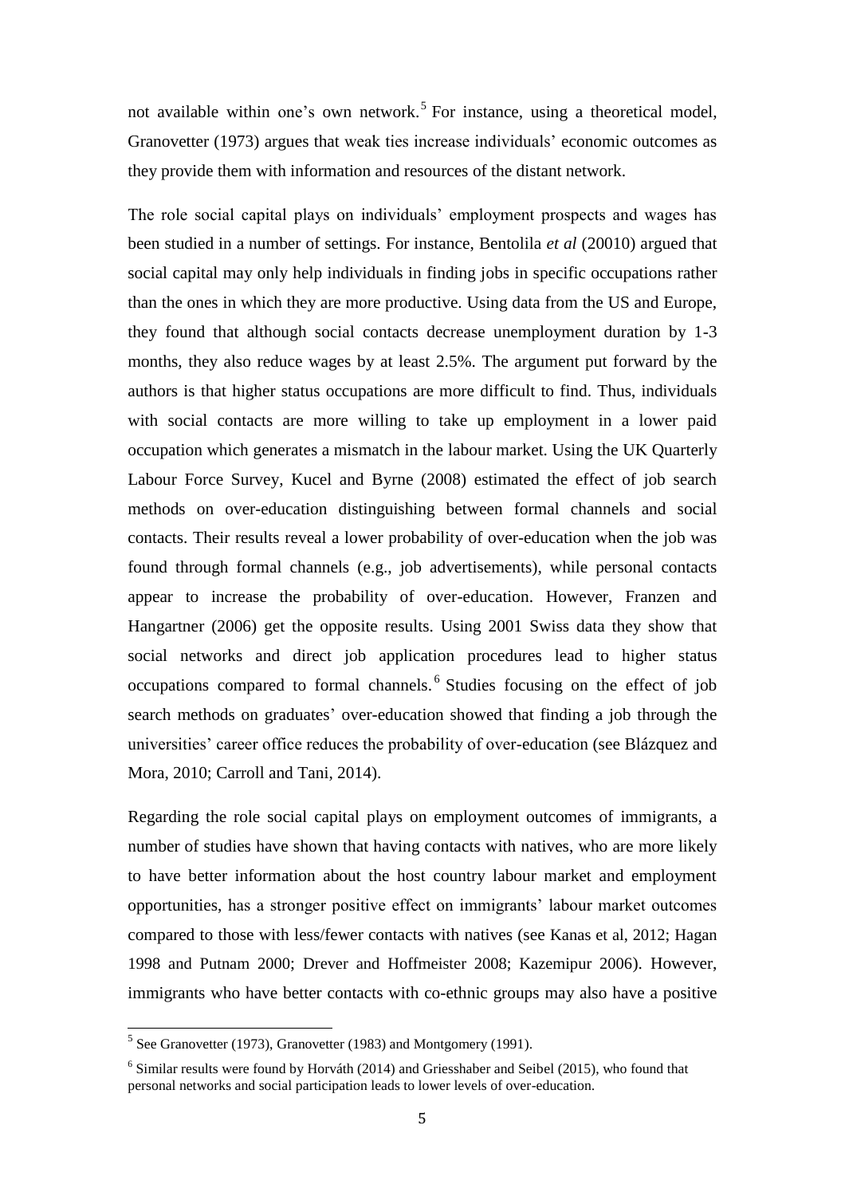not available within one's own network.[5] For instance, using a theoretical model, Granovetter (1973) argues that weak ties increase individuals' economic outcomes as they provide them with information and resources of the distant network.

The role social capital plays on individuals' employment prospects and wages has been studied in a number of settings. For instance, Bentolila *et al* (20010) argued that social capital may only help individuals in finding jobs in specific occupations rather than the ones in which they are more productive. Using data from the US and Europe, they found that although social contacts decrease unemployment duration by 1-3 months, they also reduce wages by at least 2.5%. The argument put forward by the authors is that higher status occupations are more difficult to find. Thus, individuals with social contacts are more willing to take up employment in a lower paid occupation which generates a mismatch in the labour market. Using the UK Quarterly Labour Force Survey, Kucel and Byrne (2008) estimated the effect of job search methods on over-education distinguishing between formal channels and social contacts. Their results reveal a lower probability of over-education when the job was found through formal channels (e.g., job advertisements), while personal contacts appear to increase the probability of over-education. However, Franzen and Hangartner (2006) get the opposite results. Using 2001 Swiss data they show that social networks and direct job application procedures lead to higher status occupations compared to formal channels.[6] Studies focusing on the effect of job search methods on graduates' over-education showed that finding a job through the universities' career office reduces the probability of over-education (see Blázquez and Mora, 2010; Carroll and Tani, 2014).

Regarding the role social capital plays on employment outcomes of immigrants, a number of studies have shown that having contacts with natives, who are more likely to have better information about the host country labour market and employment opportunities, has a stronger positive effect on immigrants' labour market outcomes compared to those with less/fewer contacts with natives (see Kanas et al, 2012; Hagan 1998 and Putnam 2000; Drever and Hoffmeister 2008; Kazemipur 2006). However, immigrants who have better contacts with co-ethnic groups may also have a positive

[5] See Granovetter (1973), Granovetter (1983) and Montgomery (1991).

[6] Similar results were found by Horváth (2014) and Griesshaber and Seibel (2015), who found that personal networks and social participation leads to lower levels of over-education.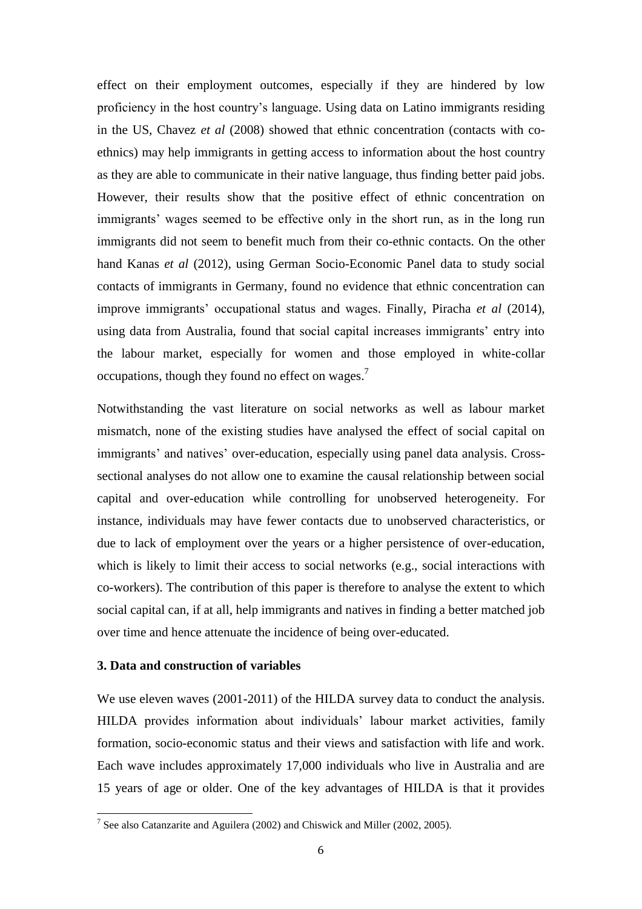effect on their employment outcomes, especially if they are hindered by low proficiency in the host country's language. Using data on Latino immigrants residing in the US, Chavez *et al* (2008) showed that ethnic concentration (contacts with co-ethnics) may help immigrants in getting access to information about the host country as they are able to communicate in their native language, thus finding better paid jobs. However, their results show that the positive effect of ethnic concentration on immigrants' wages seemed to be effective only in the short run, as in the long run immigrants did not seem to benefit much from their co-ethnic contacts. On the other hand Kanas *et al* (2012), using German Socio-Economic Panel data to study social contacts of immigrants in Germany, found no evidence that ethnic concentration can improve immigrants' occupational status and wages. Finally, Piracha *et al* (2014), using data from Australia, found that social capital increases immigrants' entry into the labour market, especially for women and those employed in white-collar occupations, though they found no effect on wages.[7]

Notwithstanding the vast literature on social networks as well as labour market mismatch, none of the existing studies have analysed the effect of social capital on immigrants' and natives' over-education, especially using panel data analysis. Cross-sectional analyses do not allow one to examine the causal relationship between social capital and over-education while controlling for unobserved heterogeneity. For instance, individuals may have fewer contacts due to unobserved characteristics, or due to lack of employment over the years or a higher persistence of over-education, which is likely to limit their access to social networks (e.g., social interactions with co-workers). The contribution of this paper is therefore to analyse the extent to which social capital can, if at all, help immigrants and natives in finding a better matched job over time and hence attenuate the incidence of being over-educated.

### 3. Data and construction of variables

We use eleven waves (2001-2011) of the HILDA survey data to conduct the analysis. HILDA provides information about individuals' labour market activities, family formation, socio-economic status and their views and satisfaction with life and work. Each wave includes approximately 17,000 individuals who live in Australia and are 15 years of age or older. One of the key advantages of HILDA is that it provides

---

[7] See also Catanzarite and Aguilera (2002) and Chiswick and Miller (2002, 2005).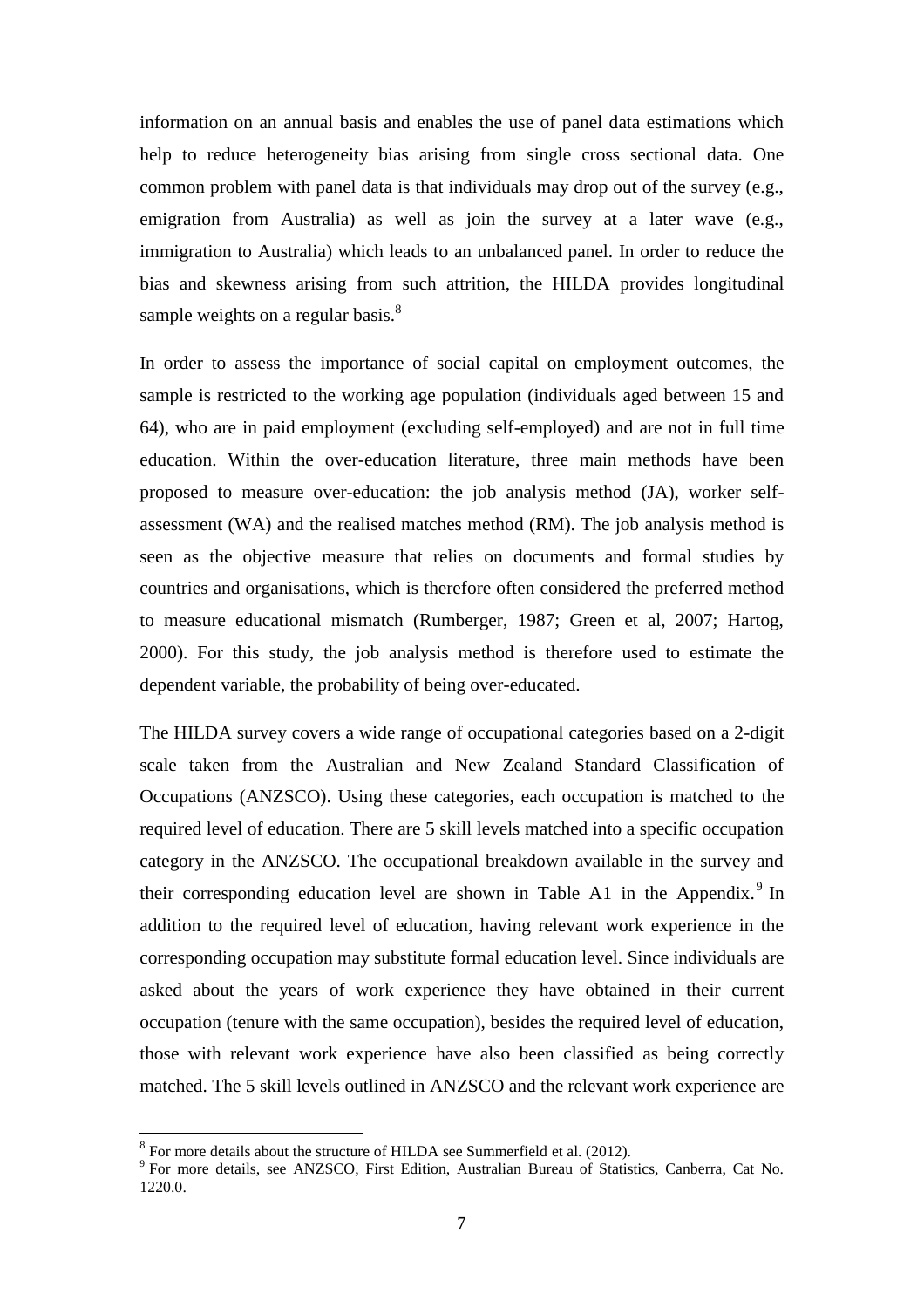information on an annual basis and enables the use of panel data estimations which help to reduce heterogeneity bias arising from single cross sectional data. One common problem with panel data is that individuals may drop out of the survey (e.g., emigration from Australia) as well as join the survey at a later wave (e.g., immigration to Australia) which leads to an unbalanced panel. In order to reduce the bias and skewness arising from such attrition, the HILDA provides longitudinal sample weights on a regular basis.[8]

In order to assess the importance of social capital on employment outcomes, the sample is restricted to the working age population (individuals aged between 15 and 64), who are in paid employment (excluding self-employed) and are not in full time education. Within the over-education literature, three main methods have been proposed to measure over-education: the job analysis method (JA), worker self-assessment (WA) and the realised matches method (RM). The job analysis method is seen as the objective measure that relies on documents and formal studies by countries and organisations, which is therefore often considered the preferred method to measure educational mismatch (Rumberger, 1987; Green et al, 2007; Hartog, 2000). For this study, the job analysis method is therefore used to estimate the dependent variable, the probability of being over-educated.

The HILDA survey covers a wide range of occupational categories based on a 2-digit scale taken from the Australian and New Zealand Standard Classification of Occupations (ANZSCO). Using these categories, each occupation is matched to the required level of education. There are 5 skill levels matched into a specific occupation category in the ANZSCO. The occupational breakdown available in the survey and their corresponding education level are shown in Table A1 in the Appendix.[9] In addition to the required level of education, having relevant work experience in the corresponding occupation may substitute formal education level. Since individuals are asked about the years of work experience they have obtained in their current occupation (tenure with the same occupation), besides the required level of education, those with relevant work experience have also been classified as being correctly matched. The 5 skill levels outlined in ANZSCO and the relevant work experience are

[8] For more details about the structure of HILDA see Summerfield et al. (2012).

[9] For more details, see ANZSCO, First Edition, Australian Bureau of Statistics, Canberra, Cat No. 1220.0.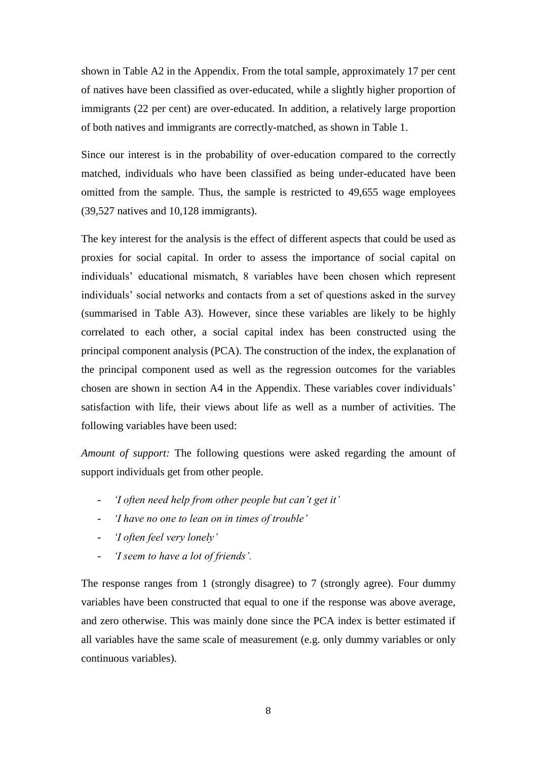shown in Table A2 in the Appendix. From the total sample, approximately 17 per cent of natives have been classified as over-educated, while a slightly higher proportion of immigrants (22 per cent) are over-educated. In addition, a relatively large proportion of both natives and immigrants are correctly-matched, as shown in Table 1.

Since our interest is in the probability of over-education compared to the correctly matched, individuals who have been classified as being under-educated have been omitted from the sample. Thus, the sample is restricted to 49,655 wage employees (39,527 natives and 10,128 immigrants).

The key interest for the analysis is the effect of different aspects that could be used as proxies for social capital. In order to assess the importance of social capital on individuals' educational mismatch, 8 variables have been chosen which represent individuals' social networks and contacts from a set of questions asked in the survey (summarised in Table A3). However, since these variables are likely to be highly correlated to each other, a social capital index has been constructed using the principal component analysis (PCA). The construction of the index, the explanation of the principal component used as well as the regression outcomes for the variables chosen are shown in section A4 in the Appendix. These variables cover individuals' satisfaction with life, their views about life as well as a number of activities. The following variables have been used:

*Amount of support:* The following questions were asked regarding the amount of support individuals get from other people.

- *'I often need help from other people but can't get it'*
- *'I have no one to lean on in times of trouble'*
- *'I often feel very lonely'*
- *'I seem to have a lot of friends'.*

The response ranges from 1 (strongly disagree) to 7 (strongly agree). Four dummy variables have been constructed that equal to one if the response was above average, and zero otherwise. This was mainly done since the PCA index is better estimated if all variables have the same scale of measurement (e.g. only dummy variables or only continuous variables).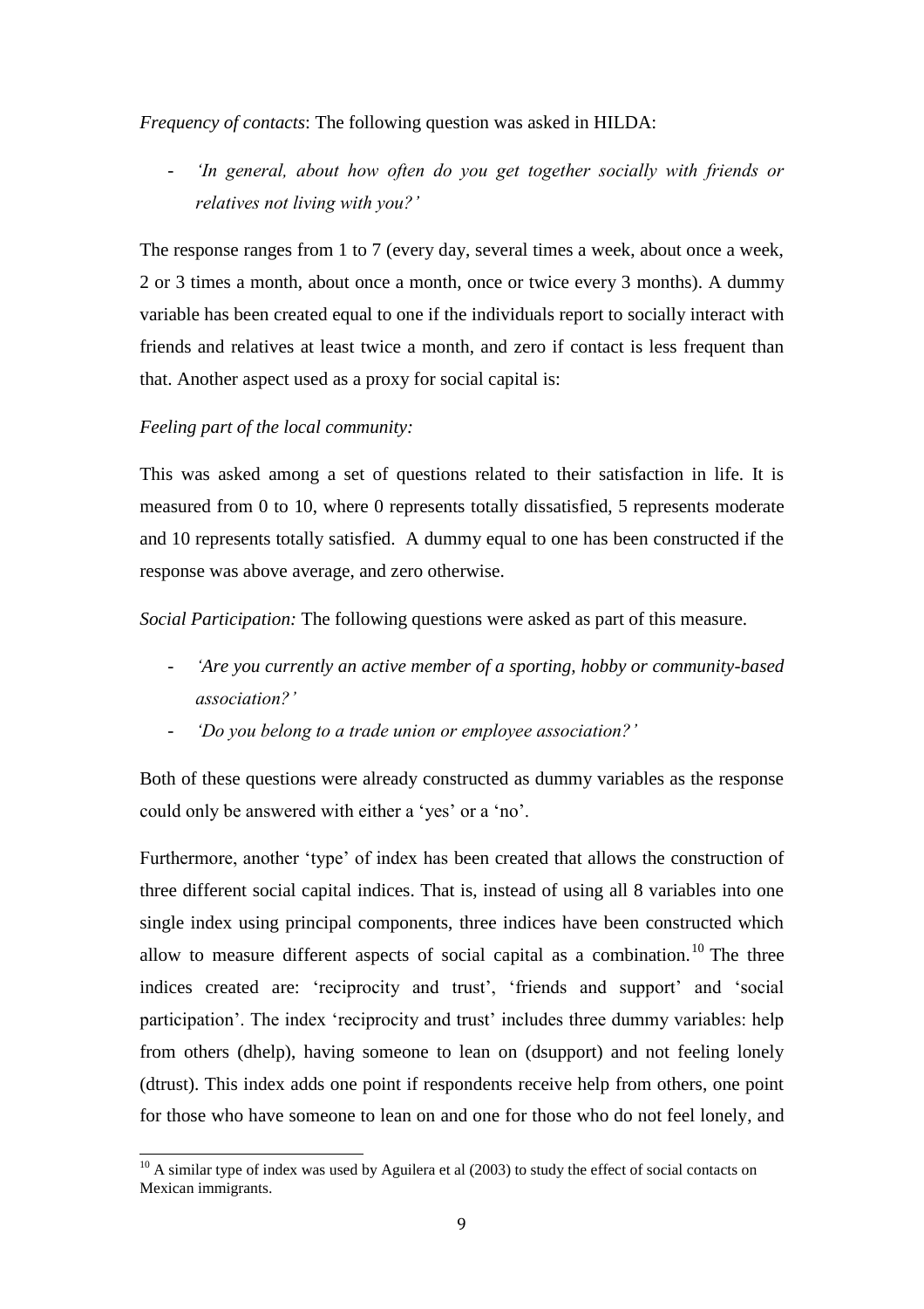*Frequency of contacts*: The following question was asked in HILDA:

- *'In general, about how often do you get together socially with friends or relatives not living with you?'*

The response ranges from 1 to 7 (every day, several times a week, about once a week, 2 or 3 times a month, about once a month, once or twice every 3 months). A dummy variable has been created equal to one if the individuals report to socially interact with friends and relatives at least twice a month, and zero if contact is less frequent than that. Another aspect used as a proxy for social capital is:

*Feeling part of the local community:*

This was asked among a set of questions related to their satisfaction in life. It is measured from 0 to 10, where 0 represents totally dissatisfied, 5 represents moderate and 10 represents totally satisfied. A dummy equal to one has been constructed if the response was above average, and zero otherwise.

*Social Participation:* The following questions were asked as part of this measure.

- *'Are you currently an active member of a sporting, hobby or community-based association?'*
- *'Do you belong to a trade union or employee association?'*

Both of these questions were already constructed as dummy variables as the response could only be answered with either a 'yes' or a 'no'.

Furthermore, another 'type' of index has been created that allows the construction of three different social capital indices. That is, instead of using all 8 variables into one single index using principal components, three indices have been constructed which allow to measure different aspects of social capital as a combination.[10] The three indices created are: 'reciprocity and trust', 'friends and support' and 'social participation'. The index 'reciprocity and trust' includes three dummy variables: help from others (dhelp), having someone to lean on (dsupport) and not feeling lonely (dtrust). This index adds one point if respondents receive help from others, one point for those who have someone to lean on and one for those who do not feel lonely, and

[10] A similar type of index was used by Aguilera et al (2003) to study the effect of social contacts on Mexican immigrants.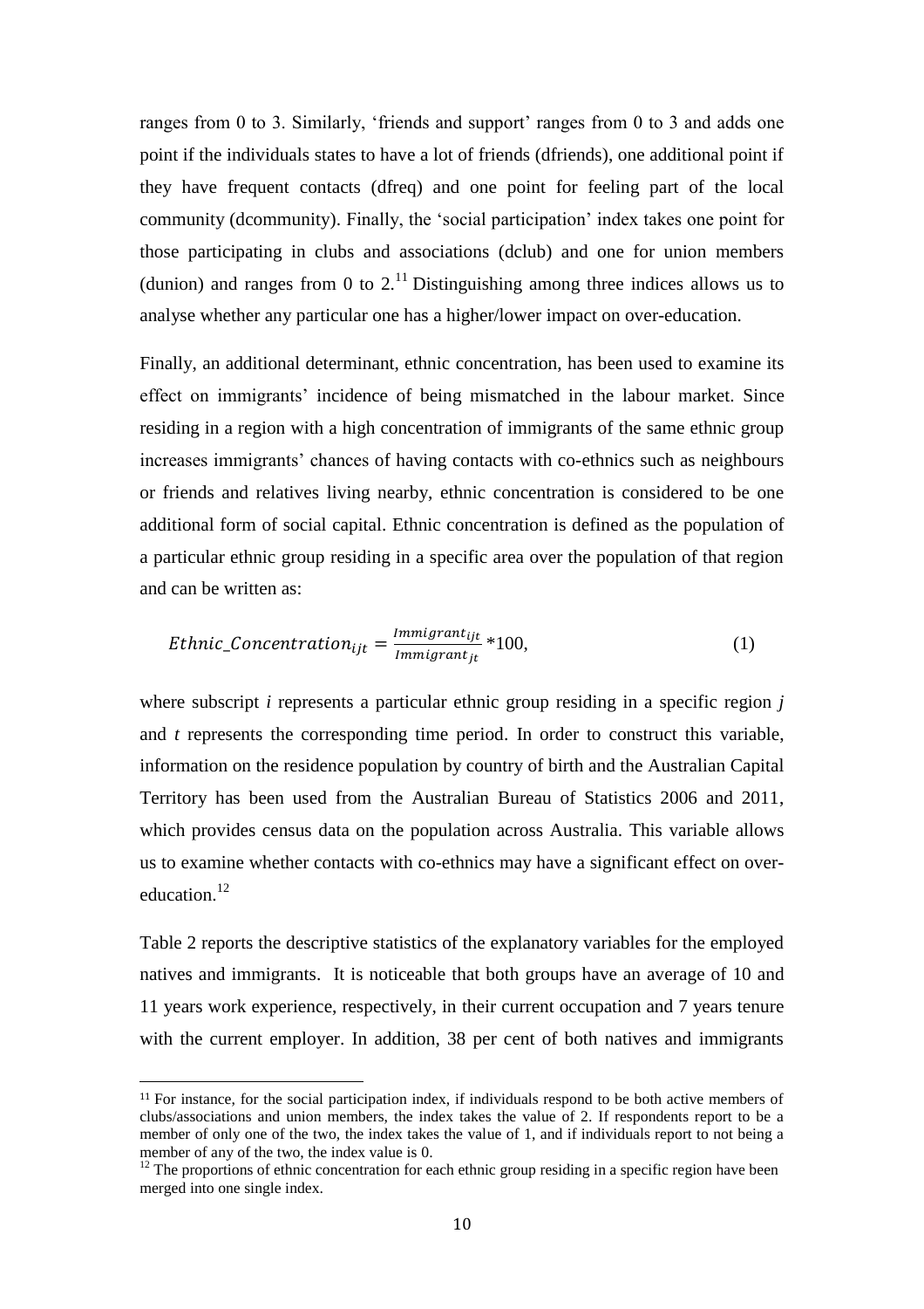ranges from 0 to 3. Similarly, 'friends and support' ranges from 0 to 3 and adds one point if the individuals states to have a lot of friends (dfriends), one additional point if they have frequent contacts (dfreq) and one point for feeling part of the local community (dcommunity). Finally, the 'social participation' index takes one point for those participating in clubs and associations (dclub) and one for union members (dunion) and ranges from 0 to 2.[11] Distinguishing among three indices allows us to analyse whether any particular one has a higher/lower impact on over-education.

Finally, an additional determinant, ethnic concentration, has been used to examine its effect on immigrants' incidence of being mismatched in the labour market. Since residing in a region with a high concentration of immigrants of the same ethnic group increases immigrants' chances of having contacts with co-ethnics such as neighbours or friends and relatives living nearby, ethnic concentration is considered to be one additional form of social capital. Ethnic concentration is defined as the population of a particular ethnic group residing in a specific area over the population of that region and can be written as:

$$Ethnic\_Concentration_{ijt} = \frac{Immigrant_{ijt}}{Immigrant_{jt}} * 100, \tag{1}$$

where subscript $i$ represents a particular ethnic group residing in a specific region $j$ and $t$ represents the corresponding time period. In order to construct this variable, information on the residence population by country of birth and the Australian Capital Territory has been used from the Australian Bureau of Statistics 2006 and 2011, which provides census data on the population across Australia. This variable allows us to examine whether contacts with co-ethnics may have a significant effect on over-education.[12]

Table 2 reports the descriptive statistics of the explanatory variables for the employed natives and immigrants. It is noticeable that both groups have an average of 10 and 11 years work experience, respectively, in their current occupation and 7 years tenure with the current employer. In addition, 38 per cent of both natives and immigrants

---

[11] For instance, for the social participation index, if individuals respond to be both active members of clubs/associations and union members, the index takes the value of 2. If respondents report to be a member of only one of the two, the index takes the value of 1, and if individuals report to not being a member of any of the two, the index value is 0.

[12] The proportions of ethnic concentration for each ethnic group residing in a specific region have been merged into one single index.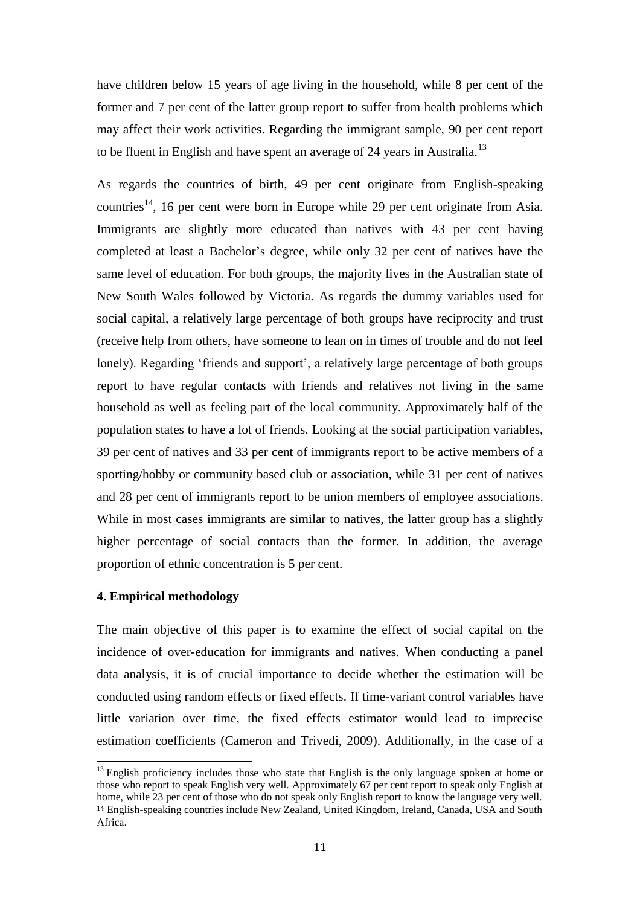have children below 15 years of age living in the household, while 8 per cent of the former and 7 per cent of the latter group report to suffer from health problems which may affect their work activities. Regarding the immigrant sample, 90 per cent report to be fluent in English and have spent an average of 24 years in Australia.[13]

As regards the countries of birth, 49 per cent originate from English-speaking countries[14], 16 per cent were born in Europe while 29 per cent originate from Asia. Immigrants are slightly more educated than natives with 43 per cent having completed at least a Bachelor's degree, while only 32 per cent of natives have the same level of education. For both groups, the majority lives in the Australian state of New South Wales followed by Victoria. As regards the dummy variables used for social capital, a relatively large percentage of both groups have reciprocity and trust (receive help from others, have someone to lean on in times of trouble and do not feel lonely). Regarding 'friends and support', a relatively large percentage of both groups report to have regular contacts with friends and relatives not living in the same household as well as feeling part of the local community. Approximately half of the population states to have a lot of friends. Looking at the social participation variables, 39 per cent of natives and 33 per cent of immigrants report to be active members of a sporting/hobby or community based club or association, while 31 per cent of natives and 28 per cent of immigrants report to be union members of employee associations. While in most cases immigrants are similar to natives, the latter group has a slightly higher percentage of social contacts than the former. In addition, the average proportion of ethnic concentration is 5 per cent.

## 4. Empirical methodology

The main objective of this paper is to examine the effect of social capital on the incidence of over-education for immigrants and natives. When conducting a panel data analysis, it is of crucial importance to decide whether the estimation will be conducted using random effects or fixed effects. If time-variant control variables have little variation over time, the fixed effects estimator would lead to imprecise estimation coefficients (Cameron and Trivedi, 2009). Additionally, in the case of a

[13] English proficiency includes those who state that English is the only language spoken at home or those who report to speak English very well. Approximately 67 per cent report to speak only English at home, while 23 per cent of those who do not speak only English report to know the language very well.

[14] English-speaking countries include New Zealand, United Kingdom, Ireland, Canada, USA and South Africa.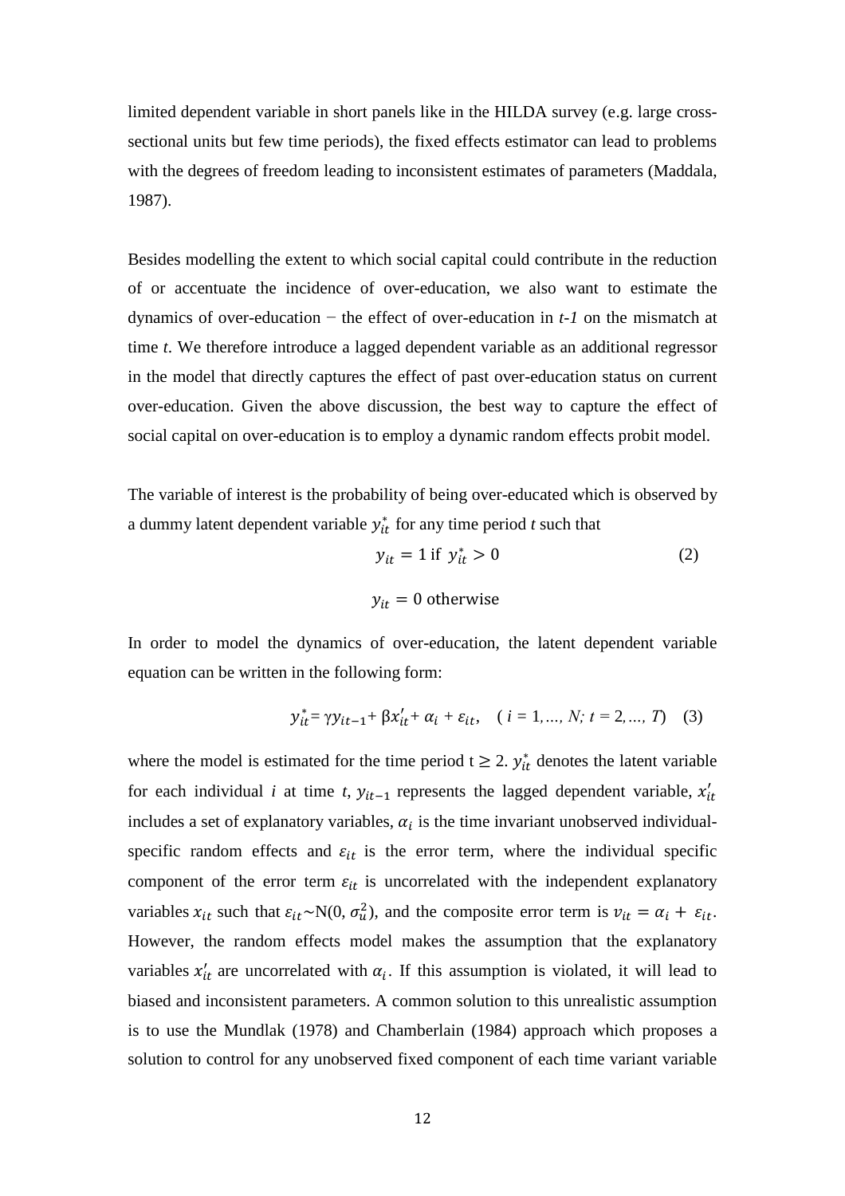limited dependent variable in short panels like in the HILDA survey (e.g. large cross-sectional units but few time periods), the fixed effects estimator can lead to problems with the degrees of freedom leading to inconsistent estimates of parameters (Maddala, 1987).

Besides modelling the extent to which social capital could contribute in the reduction of or accentuate the incidence of over-education, we also want to estimate the dynamics of over-education − the effect of over-education in *t-1* on the mismatch at time *t*. We therefore introduce a lagged dependent variable as an additional regressor in the model that directly captures the effect of past over-education status on current over-education. Given the above discussion, the best way to capture the effect of social capital on over-education is to employ a dynamic random effects probit model.

The variable of interest is the probability of being over-educated which is observed by a dummy latent dependent variable $y_{it}^{*}$ for any time period *t* such that

$$y_{it} = 1 \text{ if } y_{it}^{*} > 0 \quad (2)$$

$$y_{it} = 0 \text{ otherwise}$$

In order to model the dynamics of over-education, the latent dependent variable equation can be written in the following form:

$$y_{it}^{*} = \gamma y_{it-1} + \beta x_{it}^{\prime} + \alpha_i + \varepsilon_{it}, \quad (i = 1, \ldots, N;\ t = 2, \ldots, T) \quad (3)$$

where the model is estimated for the time period $t \geq 2$. $y_{it}^{*}$ denotes the latent variable for each individual *i* at time *t*, $y_{it-1}$ represents the lagged dependent variable, $x_{it}^{\prime}$ includes a set of explanatory variables, $\alpha_i$ is the time invariant unobserved individual-specific random effects and $\varepsilon_{it}$ is the error term, where the individual specific component of the error term $\varepsilon_{it}$ is uncorrelated with the independent explanatory variables $x_{it}$ such that $\varepsilon_{it} \sim \text{N}(0, \sigma_u^2)$, and the composite error term is $v_{it} = \alpha_i + \varepsilon_{it}$. However, the random effects model makes the assumption that the explanatory variables $x_{it}^{\prime}$ are uncorrelated with $\alpha_i$. If this assumption is violated, it will lead to biased and inconsistent parameters. A common solution to this unrealistic assumption is to use the Mundlak (1978) and Chamberlain (1984) approach which proposes a solution to control for any unobserved fixed component of each time variant variable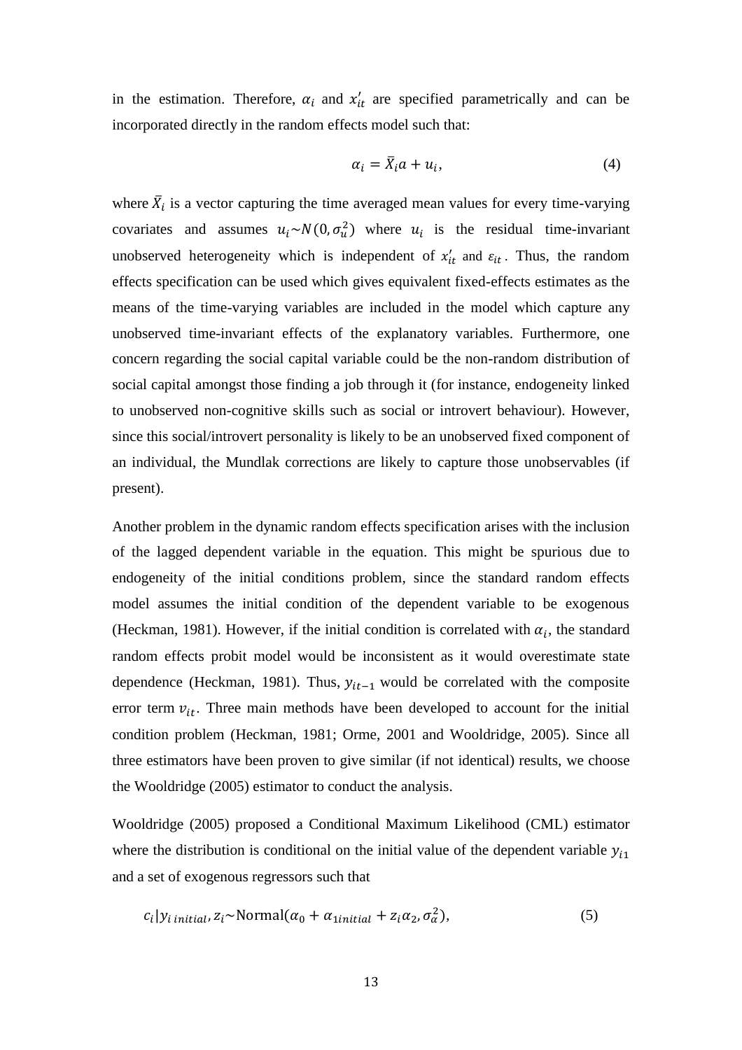in the estimation. Therefore, $\alpha_i$ and $x'_{it}$ are specified parametrically and can be incorporated directly in the random effects model such that:

$$\alpha_i = \bar{X}_i a + u_i, \tag{4}$$

where $\bar{X}_i$ is a vector capturing the time averaged mean values for every time-varying covariates and assumes $u_i \sim N(0, \sigma_u^2)$ where $u_i$ is the residual time-invariant unobserved heterogeneity which is independent of $x'_{it}$ and $\varepsilon_{it}$. Thus, the random effects specification can be used which gives equivalent fixed-effects estimates as the means of the time-varying variables are included in the model which capture any unobserved time-invariant effects of the explanatory variables. Furthermore, one concern regarding the social capital variable could be the non-random distribution of social capital amongst those finding a job through it (for instance, endogeneity linked to unobserved non-cognitive skills such as social or introvert behaviour). However, since this social/introvert personality is likely to be an unobserved fixed component of an individual, the Mundlak corrections are likely to capture those unobservables (if present).

Another problem in the dynamic random effects specification arises with the inclusion of the lagged dependent variable in the equation. This might be spurious due to endogeneity of the initial conditions problem, since the standard random effects model assumes the initial condition of the dependent variable to be exogenous (Heckman, 1981). However, if the initial condition is correlated with $\alpha_i$, the standard random effects probit model would be inconsistent as it would overestimate state dependence (Heckman, 1981). Thus, $y_{it-1}$ would be correlated with the composite error term $v_{it}$. Three main methods have been developed to account for the initial condition problem (Heckman, 1981; Orme, 2001 and Wooldridge, 2005). Since all three estimators have been proven to give similar (if not identical) results, we choose the Wooldridge (2005) estimator to conduct the analysis.

Wooldridge (2005) proposed a Conditional Maximum Likelihood (CML) estimator where the distribution is conditional on the initial value of the dependent variable $y_{i1}$ and a set of exogenous regressors such that

$$c_i | y_{i\,initial}, z_i \sim \text{Normal}(\alpha_0 + \alpha_{1initial} + z_i \alpha_2, \sigma_\alpha^2), \tag{5}$$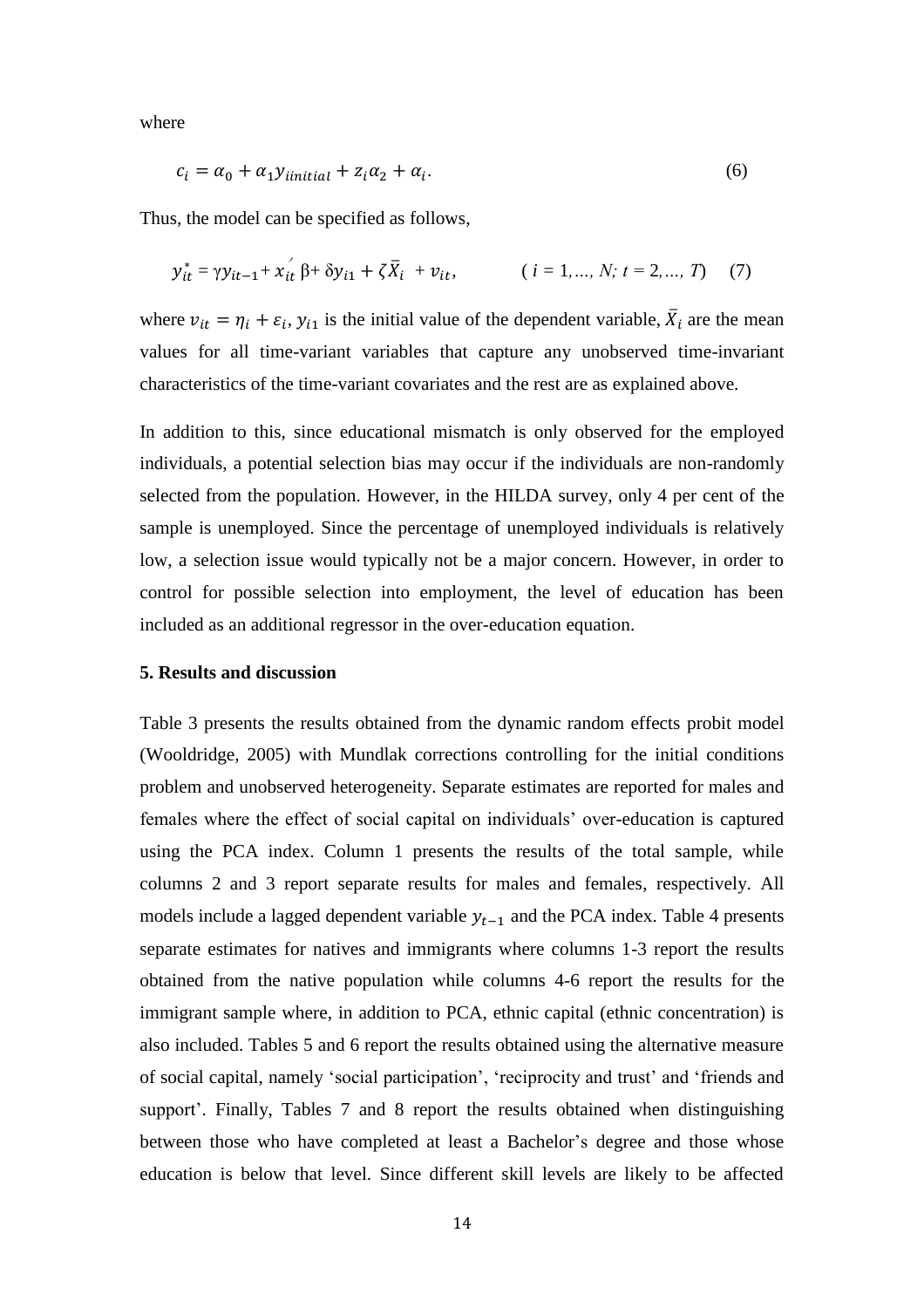where

$$c_i = \alpha_0 + \alpha_1 y_{iinitial} + z_i \alpha_2 + \alpha_i. \tag{6}$$

Thus, the model can be specified as follows,

$$y_{it}^* = \gamma y_{it-1} + x_{it}^{'}\beta + \delta y_{i1} + \zeta \bar{X}_i + v_{it}, \qquad (i = 1, \ldots, N;\ t = 2, \ldots, T) \tag{7}$$

where $v_{it} = \eta_i + \varepsilon_i$, $y_{i1}$ is the initial value of the dependent variable, $\bar{X}_i$ are the mean values for all time-variant variables that capture any unobserved time-invariant characteristics of the time-variant covariates and the rest are as explained above.

In addition to this, since educational mismatch is only observed for the employed individuals, a potential selection bias may occur if the individuals are non-randomly selected from the population. However, in the HILDA survey, only 4 per cent of the sample is unemployed. Since the percentage of unemployed individuals is relatively low, a selection issue would typically not be a major concern. However, in order to control for possible selection into employment, the level of education has been included as an additional regressor in the over-education equation.

## 5. Results and discussion

Table 3 presents the results obtained from the dynamic random effects probit model (Wooldridge, 2005) with Mundlak corrections controlling for the initial conditions problem and unobserved heterogeneity. Separate estimates are reported for males and females where the effect of social capital on individuals' over-education is captured using the PCA index. Column 1 presents the results of the total sample, while columns 2 and 3 report separate results for males and females, respectively. All models include a lagged dependent variable $y_{t-1}$ and the PCA index. Table 4 presents separate estimates for natives and immigrants where columns 1-3 report the results obtained from the native population while columns 4-6 report the results for the immigrant sample where, in addition to PCA, ethnic capital (ethnic concentration) is also included. Tables 5 and 6 report the results obtained using the alternative measure of social capital, namely 'social participation', 'reciprocity and trust' and 'friends and support'. Finally, Tables 7 and 8 report the results obtained when distinguishing between those who have completed at least a Bachelor's degree and those whose education is below that level. Since different skill levels are likely to be affected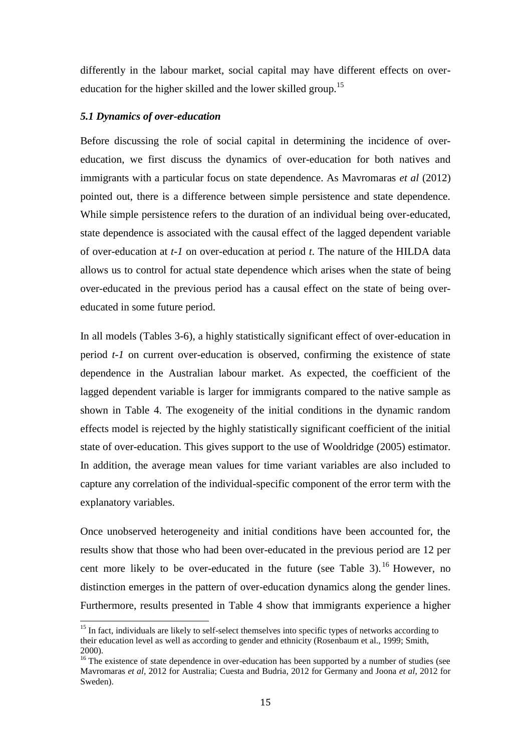differently in the labour market, social capital may have different effects on over-education for the higher skilled and the lower skilled group.[15]

### *5.1 Dynamics of over-education*

Before discussing the role of social capital in determining the incidence of over-education, we first discuss the dynamics of over-education for both natives and immigrants with a particular focus on state dependence. As Mavromaras *et al* (2012) pointed out, there is a difference between simple persistence and state dependence. While simple persistence refers to the duration of an individual being over-educated, state dependence is associated with the causal effect of the lagged dependent variable of over-education at *t-1* on over-education at period *t*. The nature of the HILDA data allows us to control for actual state dependence which arises when the state of being over-educated in the previous period has a causal effect on the state of being over-educated in some future period.

In all models (Tables 3-6), a highly statistically significant effect of over-education in period *t-1* on current over-education is observed, confirming the existence of state dependence in the Australian labour market. As expected, the coefficient of the lagged dependent variable is larger for immigrants compared to the native sample as shown in Table 4. The exogeneity of the initial conditions in the dynamic random effects model is rejected by the highly statistically significant coefficient of the initial state of over-education. This gives support to the use of Wooldridge (2005) estimator. In addition, the average mean values for time variant variables are also included to capture any correlation of the individual-specific component of the error term with the explanatory variables.

Once unobserved heterogeneity and initial conditions have been accounted for, the results show that those who had been over-educated in the previous period are 12 per cent more likely to be over-educated in the future (see Table 3).[16] However, no distinction emerges in the pattern of over-education dynamics along the gender lines. Furthermore, results presented in Table 4 show that immigrants experience a higher

[15] In fact, individuals are likely to self-select themselves into specific types of networks according to their education level as well as according to gender and ethnicity (Rosenbaum et al., 1999; Smith, 2000).

[16] The existence of state dependence in over-education has been supported by a number of studies (see Mavromaras *et al*, 2012 for Australia; Cuesta and Budria, 2012 for Germany and Joona *et al*, 2012 for Sweden).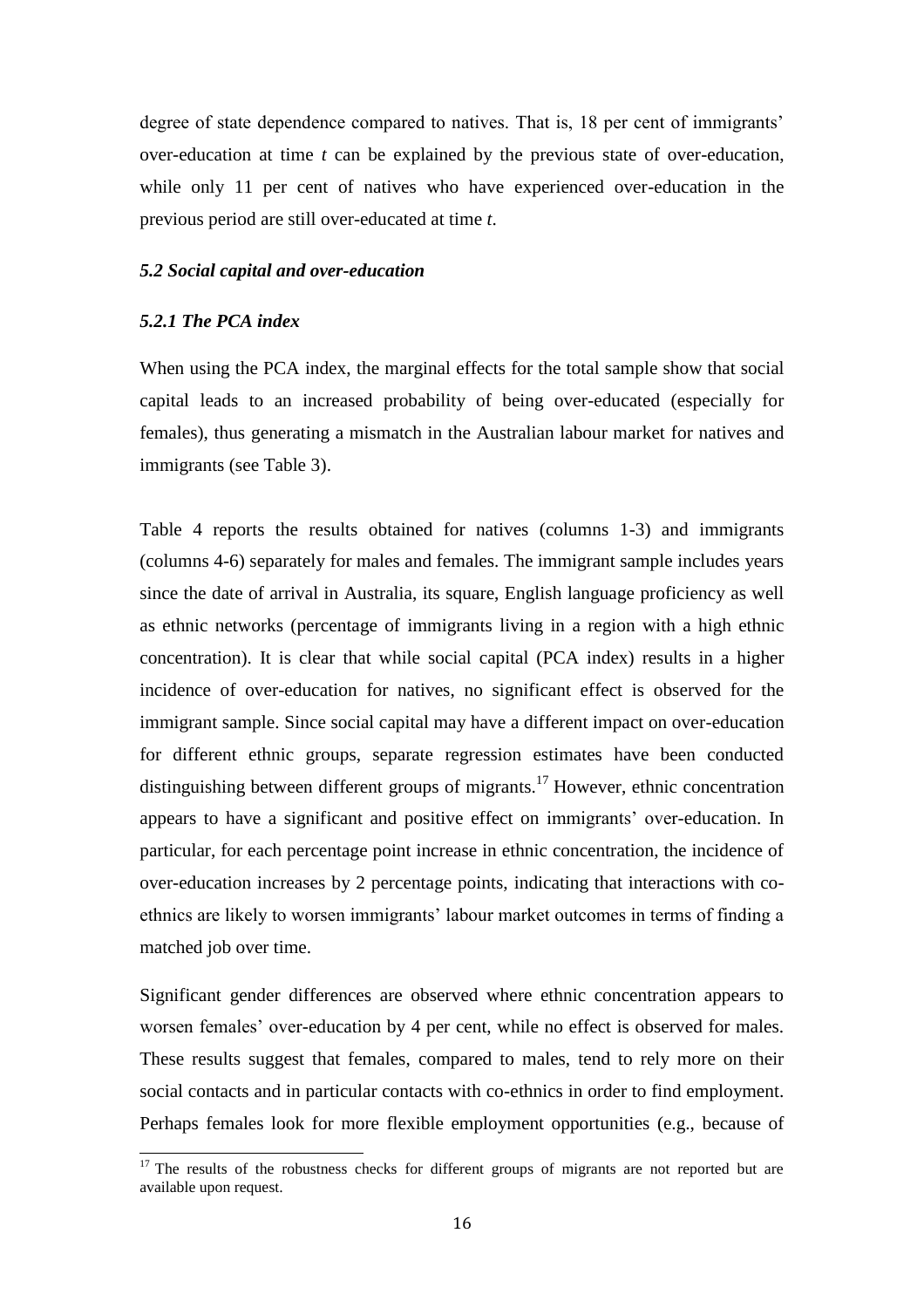degree of state dependence compared to natives. That is, 18 per cent of immigrants' over-education at time *t* can be explained by the previous state of over-education, while only 11 per cent of natives who have experienced over-education in the previous period are still over-educated at time *t*.

### *5.2 Social capital and over-education*

#### *5.2.1 The PCA index*

When using the PCA index, the marginal effects for the total sample show that social capital leads to an increased probability of being over-educated (especially for females), thus generating a mismatch in the Australian labour market for natives and immigrants (see Table 3).

Table 4 reports the results obtained for natives (columns 1-3) and immigrants (columns 4-6) separately for males and females. The immigrant sample includes years since the date of arrival in Australia, its square, English language proficiency as well as ethnic networks (percentage of immigrants living in a region with a high ethnic concentration). It is clear that while social capital (PCA index) results in a higher incidence of over-education for natives, no significant effect is observed for the immigrant sample. Since social capital may have a different impact on over-education for different ethnic groups, separate regression estimates have been conducted distinguishing between different groups of migrants.[17] However, ethnic concentration appears to have a significant and positive effect on immigrants' over-education. In particular, for each percentage point increase in ethnic concentration, the incidence of over-education increases by 2 percentage points, indicating that interactions with co-ethnics are likely to worsen immigrants' labour market outcomes in terms of finding a matched job over time.

Significant gender differences are observed where ethnic concentration appears to worsen females' over-education by 4 per cent, while no effect is observed for males. These results suggest that females, compared to males, tend to rely more on their social contacts and in particular contacts with co-ethnics in order to find employment. Perhaps females look for more flexible employment opportunities (e.g., because of

---

[17] The results of the robustness checks for different groups of migrants are not reported but are available upon request.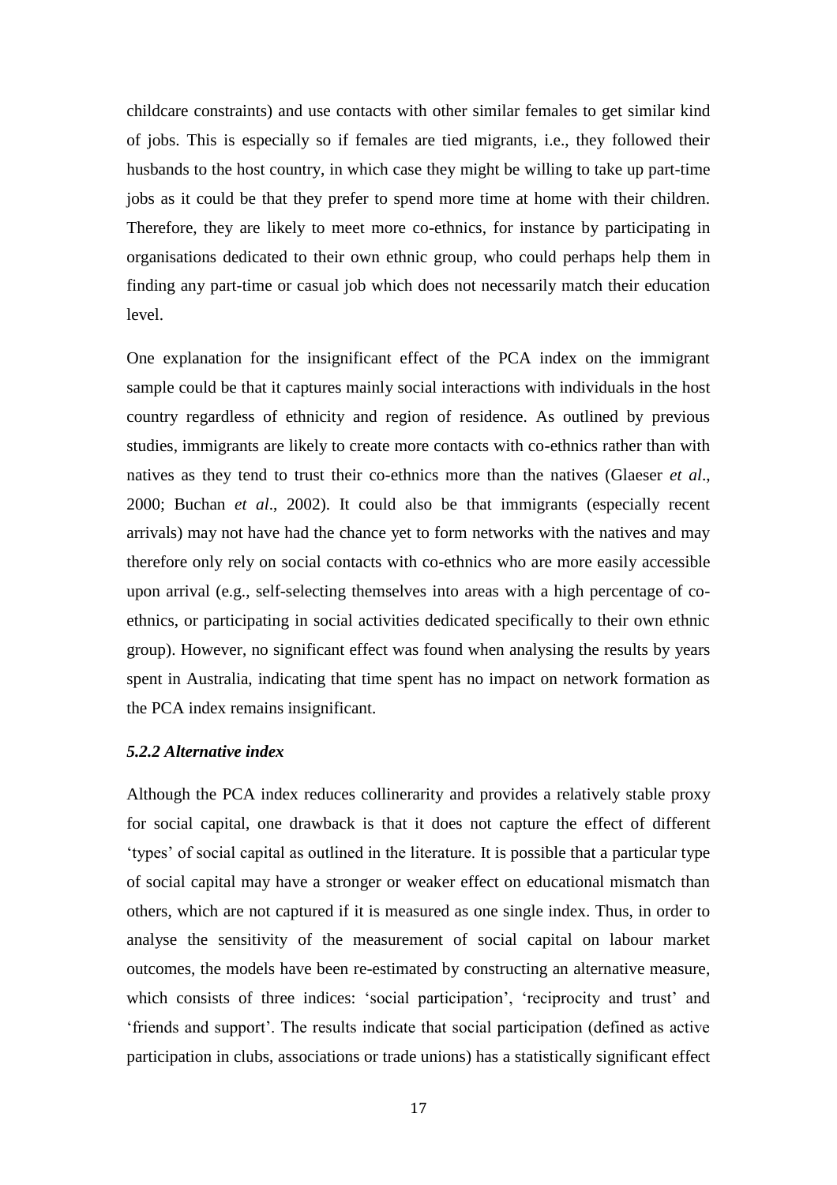childcare constraints) and use contacts with other similar females to get similar kind of jobs. This is especially so if females are tied migrants, i.e., they followed their husbands to the host country, in which case they might be willing to take up part-time jobs as it could be that they prefer to spend more time at home with their children. Therefore, they are likely to meet more co-ethnics, for instance by participating in organisations dedicated to their own ethnic group, who could perhaps help them in finding any part-time or casual job which does not necessarily match their education level.

One explanation for the insignificant effect of the PCA index on the immigrant sample could be that it captures mainly social interactions with individuals in the host country regardless of ethnicity and region of residence. As outlined by previous studies, immigrants are likely to create more contacts with co-ethnics rather than with natives as they tend to trust their co-ethnics more than the natives (Glaeser *et al*., 2000; Buchan *et al*., 2002). It could also be that immigrants (especially recent arrivals) may not have had the chance yet to form networks with the natives and may therefore only rely on social contacts with co-ethnics who are more easily accessible upon arrival (e.g., self-selecting themselves into areas with a high percentage of co-ethnics, or participating in social activities dedicated specifically to their own ethnic group). However, no significant effect was found when analysing the results by years spent in Australia, indicating that time spent has no impact on network formation as the PCA index remains insignificant.

### *5.2.2 Alternative index*

Although the PCA index reduces collinerarity and provides a relatively stable proxy for social capital, one drawback is that it does not capture the effect of different 'types' of social capital as outlined in the literature. It is possible that a particular type of social capital may have a stronger or weaker effect on educational mismatch than others, which are not captured if it is measured as one single index. Thus, in order to analyse the sensitivity of the measurement of social capital on labour market outcomes, the models have been re-estimated by constructing an alternative measure, which consists of three indices: 'social participation', 'reciprocity and trust' and 'friends and support'. The results indicate that social participation (defined as active participation in clubs, associations or trade unions) has a statistically significant effect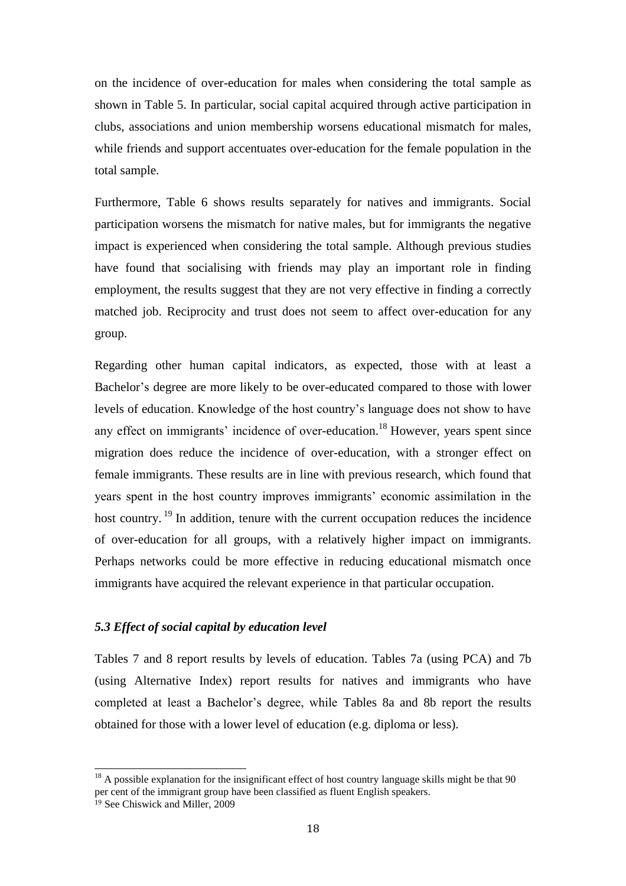on the incidence of over-education for males when considering the total sample as shown in Table 5. In particular, social capital acquired through active participation in clubs, associations and union membership worsens educational mismatch for males, while friends and support accentuates over-education for the female population in the total sample.

Furthermore, Table 6 shows results separately for natives and immigrants. Social participation worsens the mismatch for native males, but for immigrants the negative impact is experienced when considering the total sample. Although previous studies have found that socialising with friends may play an important role in finding employment, the results suggest that they are not very effective in finding a correctly matched job. Reciprocity and trust does not seem to affect over-education for any group.

Regarding other human capital indicators, as expected, those with at least a Bachelor's degree are more likely to be over-educated compared to those with lower levels of education. Knowledge of the host country's language does not show to have any effect on immigrants' incidence of over-education.[18] However, years spent since migration does reduce the incidence of over-education, with a stronger effect on female immigrants. These results are in line with previous research, which found that years spent in the host country improves immigrants' economic assimilation in the host country.[19] In addition, tenure with the current occupation reduces the incidence of over-education for all groups, with a relatively higher impact on immigrants. Perhaps networks could be more effective in reducing educational mismatch once immigrants have acquired the relevant experience in that particular occupation.

### *5.3 Effect of social capital by education level*

Tables 7 and 8 report results by levels of education. Tables 7a (using PCA) and 7b (using Alternative Index) report results for natives and immigrants who have completed at least a Bachelor's degree, while Tables 8a and 8b report the results obtained for those with a lower level of education (e.g. diploma or less).

---

[18] A possible explanation for the insignificant effect of host country language skills might be that 90 per cent of the immigrant group have been classified as fluent English speakers.

[19] See Chiswick and Miller, 2009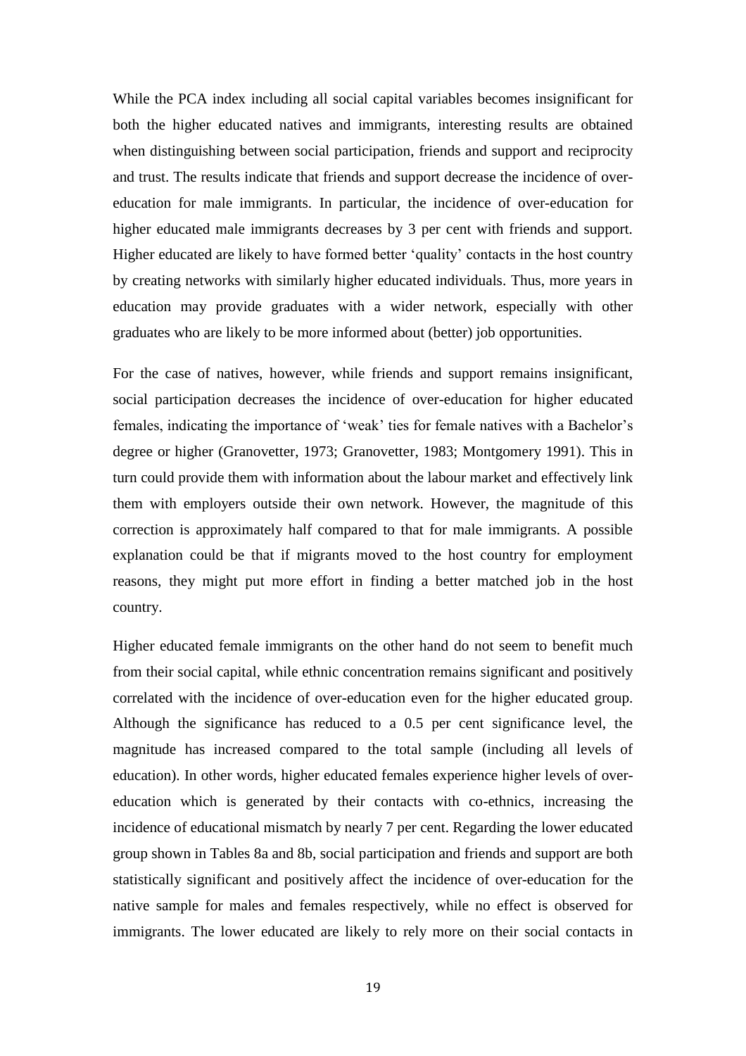While the PCA index including all social capital variables becomes insignificant for both the higher educated natives and immigrants, interesting results are obtained when distinguishing between social participation, friends and support and reciprocity and trust. The results indicate that friends and support decrease the incidence of over-education for male immigrants. In particular, the incidence of over-education for higher educated male immigrants decreases by 3 per cent with friends and support. Higher educated are likely to have formed better 'quality' contacts in the host country by creating networks with similarly higher educated individuals. Thus, more years in education may provide graduates with a wider network, especially with other graduates who are likely to be more informed about (better) job opportunities.

For the case of natives, however, while friends and support remains insignificant, social participation decreases the incidence of over-education for higher educated females, indicating the importance of 'weak' ties for female natives with a Bachelor's degree or higher (Granovetter, 1973; Granovetter, 1983; Montgomery 1991). This in turn could provide them with information about the labour market and effectively link them with employers outside their own network. However, the magnitude of this correction is approximately half compared to that for male immigrants. A possible explanation could be that if migrants moved to the host country for employment reasons, they might put more effort in finding a better matched job in the host country.

Higher educated female immigrants on the other hand do not seem to benefit much from their social capital, while ethnic concentration remains significant and positively correlated with the incidence of over-education even for the higher educated group. Although the significance has reduced to a 0.5 per cent significance level, the magnitude has increased compared to the total sample (including all levels of education). In other words, higher educated females experience higher levels of over-education which is generated by their contacts with co-ethnics, increasing the incidence of educational mismatch by nearly 7 per cent. Regarding the lower educated group shown in Tables 8a and 8b, social participation and friends and support are both statistically significant and positively affect the incidence of over-education for the native sample for males and females respectively, while no effect is observed for immigrants. The lower educated are likely to rely more on their social contacts in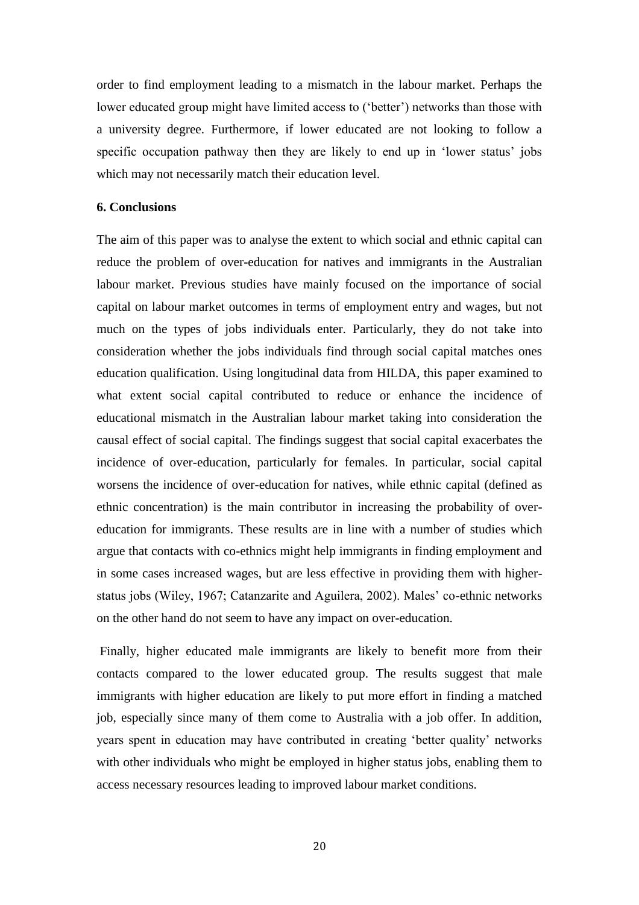order to find employment leading to a mismatch in the labour market. Perhaps the lower educated group might have limited access to ('better') networks than those with a university degree. Furthermore, if lower educated are not looking to follow a specific occupation pathway then they are likely to end up in 'lower status' jobs which may not necessarily match their education level.

**6. Conclusions**

The aim of this paper was to analyse the extent to which social and ethnic capital can reduce the problem of over-education for natives and immigrants in the Australian labour market. Previous studies have mainly focused on the importance of social capital on labour market outcomes in terms of employment entry and wages, but not much on the types of jobs individuals enter. Particularly, they do not take into consideration whether the jobs individuals find through social capital matches ones education qualification. Using longitudinal data from HILDA, this paper examined to what extent social capital contributed to reduce or enhance the incidence of educational mismatch in the Australian labour market taking into consideration the causal effect of social capital. The findings suggest that social capital exacerbates the incidence of over-education, particularly for females. In particular, social capital worsens the incidence of over-education for natives, while ethnic capital (defined as ethnic concentration) is the main contributor in increasing the probability of over-education for immigrants. These results are in line with a number of studies which argue that contacts with co-ethnics might help immigrants in finding employment and in some cases increased wages, but are less effective in providing them with higher-status jobs (Wiley, 1967; Catanzarite and Aguilera, 2002). Males' co-ethnic networks on the other hand do not seem to have any impact on over-education.

Finally, higher educated male immigrants are likely to benefit more from their contacts compared to the lower educated group. The results suggest that male immigrants with higher education are likely to put more effort in finding a matched job, especially since many of them come to Australia with a job offer. In addition, years spent in education may have contributed in creating 'better quality' networks with other individuals who might be employed in higher status jobs, enabling them to access necessary resources leading to improved labour market conditions.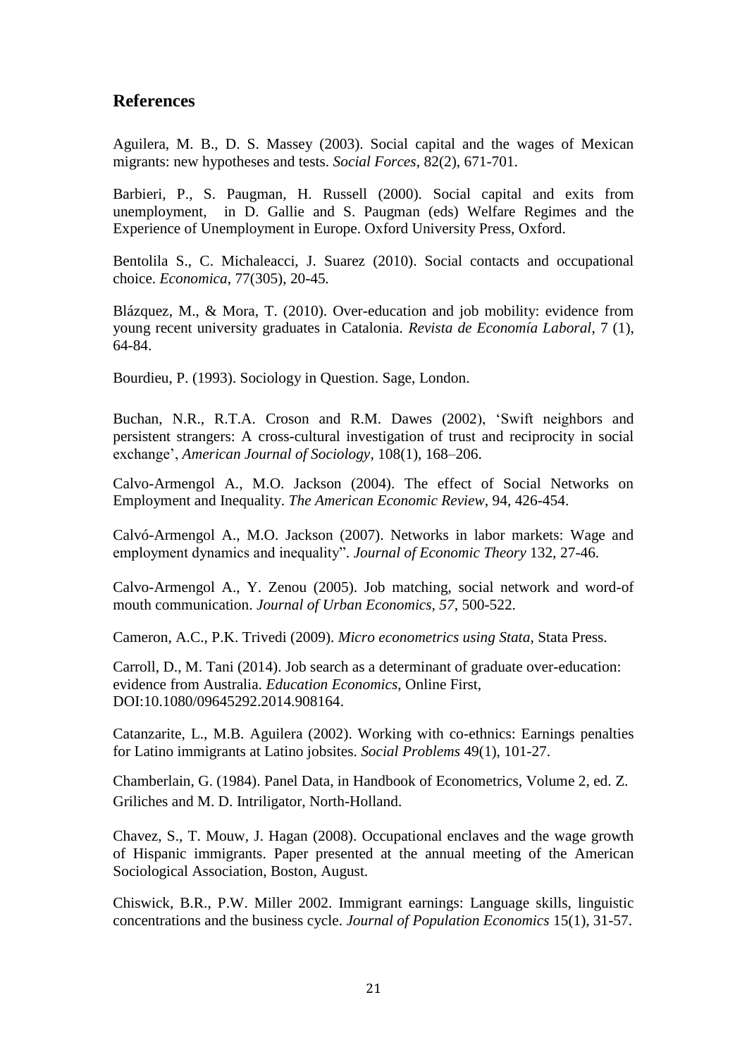## References

Aguilera, M. B., D. S. Massey (2003). Social capital and the wages of Mexican migrants: new hypotheses and tests. *Social Forces*, 82(2), 671-701.

Barbieri, P., S. Paugman, H. Russell (2000). Social capital and exits from unemployment, in D. Gallie and S. Paugman (eds) Welfare Regimes and the Experience of Unemployment in Europe. Oxford University Press, Oxford.

Bentolila S., C. Michaleacci, J. Suarez (2010). Social contacts and occupational choice. *Economica*, 77(305), 20-45.

Blázquez, M., & Mora, T. (2010). Over-education and job mobility: evidence from young recent university graduates in Catalonia. *Revista de Economía Laboral*, 7 (1), 64-84.

Bourdieu, P. (1993). Sociology in Question. Sage, London.

Buchan, N.R., R.T.A. Croson and R.M. Dawes (2002), 'Swift neighbors and persistent strangers: A cross-cultural investigation of trust and reciprocity in social exchange', *American Journal of Sociology*, 108(1), 168–206.

Calvo-Armengol A., M.O. Jackson (2004). The effect of Social Networks on Employment and Inequality. *The American Economic Review*, 94, 426-454.

Calvó-Armengol A., M.O. Jackson (2007). Networks in labor markets: Wage and employment dynamics and inequality". *Journal of Economic Theory* 132, 27-46.

Calvo-Armengol A., Y. Zenou (2005). Job matching, social network and word-of mouth communication. *Journal of Urban Economics, 57*, 500-522.

Cameron, A.C., P.K. Trivedi (2009). *Micro econometrics using Stata*, Stata Press.

Carroll, D., M. Tani (2014). Job search as a determinant of graduate over-education: evidence from Australia. *Education Economics*, Online First, DOI:10.1080/09645292.2014.908164.

Catanzarite, L., M.B. Aguilera (2002). Working with co-ethnics: Earnings penalties for Latino immigrants at Latino jobsites. *Social Problems* 49(1), 101-27.

Chamberlain, G. (1984). Panel Data, in Handbook of Econometrics, Volume 2, ed. Z. Griliches and M. D. Intriligator, North-Holland.

Chavez, S., T. Mouw, J. Hagan (2008). Occupational enclaves and the wage growth of Hispanic immigrants. Paper presented at the annual meeting of the American Sociological Association, Boston, August.

Chiswick, B.R., P.W. Miller 2002. Immigrant earnings: Language skills, linguistic concentrations and the business cycle. *Journal of Population Economics* 15(1), 31-57.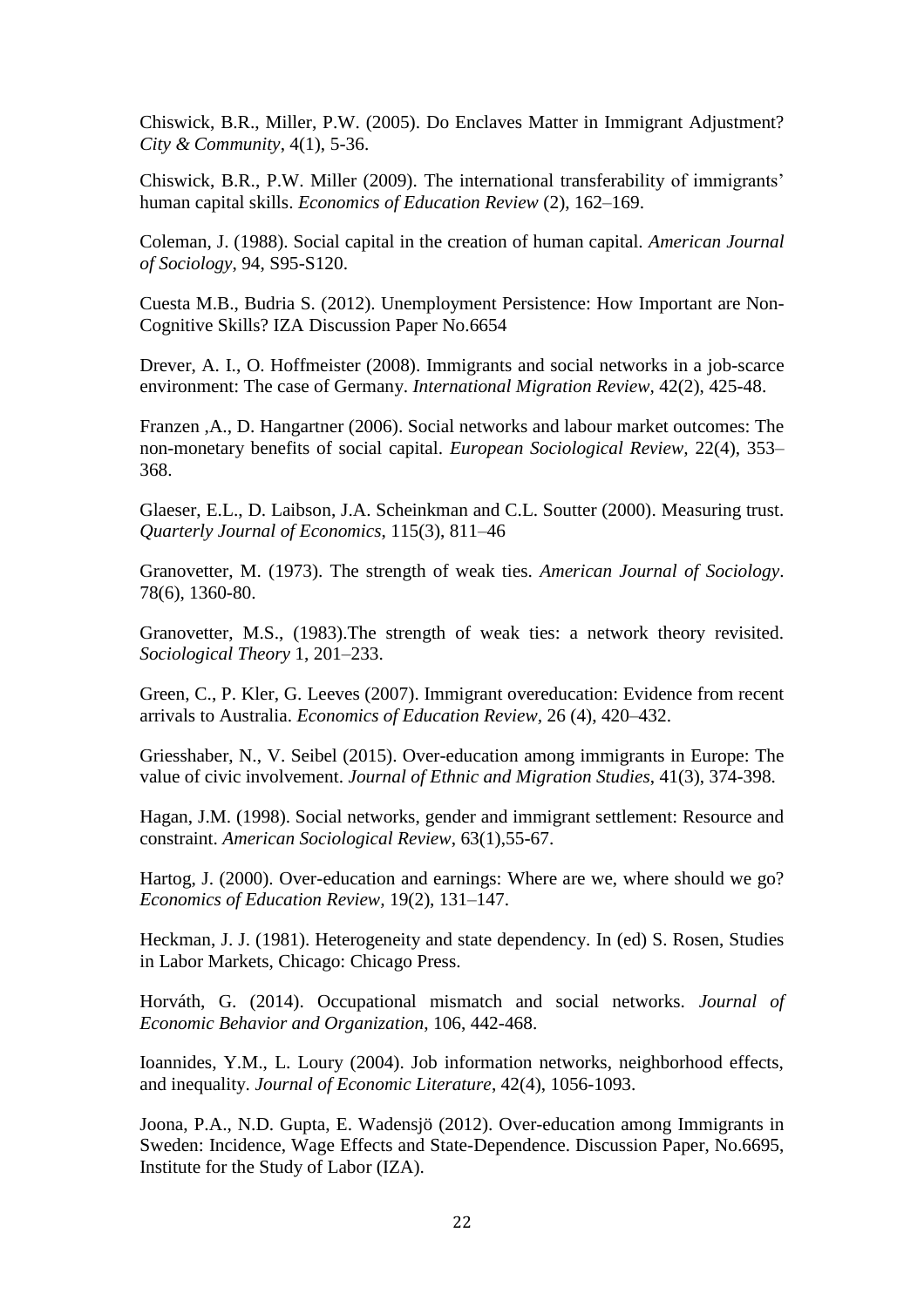Chiswick, B.R., Miller, P.W. (2005). Do Enclaves Matter in Immigrant Adjustment? *City & Community*, 4(1), 5-36.

Chiswick, B.R., P.W. Miller (2009). The international transferability of immigrants' human capital skills. *Economics of Education Review* (2), 162–169.

Coleman, J. (1988). Social capital in the creation of human capital. *American Journal of Sociology*, 94, S95-S120.

Cuesta M.B., Budria S. (2012). Unemployment Persistence: How Important are Non-Cognitive Skills? IZA Discussion Paper No.6654

Drever, A. I., O. Hoffmeister (2008). Immigrants and social networks in a job-scarce environment: The case of Germany. *International Migration Review,* 42(2), 425-48.

Franzen ,A., D. Hangartner (2006). Social networks and labour market outcomes: The non-monetary benefits of social capital. *European Sociological Review*, 22(4), 353–368.

Glaeser, E.L., D. Laibson, J.A. Scheinkman and C.L. Soutter (2000). Measuring trust. *Quarterly Journal of Economics*, 115(3), 811–46

Granovetter, M. (1973). The strength of weak ties. *American Journal of Sociology*. 78(6), 1360-80.

Granovetter, M.S., (1983).The strength of weak ties: a network theory revisited. *Sociological Theory* 1, 201–233.

Green, C., P. Kler, G. Leeves (2007). Immigrant overeducation: Evidence from recent arrivals to Australia. *Economics of Education Review*, 26 (4), 420–432.

Griesshaber, N., V. Seibel (2015). Over-education among immigrants in Europe: The value of civic involvement. *Journal of Ethnic and Migration Studies*, 41(3), 374-398.

Hagan, J.M. (1998). Social networks, gender and immigrant settlement: Resource and constraint. *American Sociological Review*, 63(1),55-67.

Hartog, J. (2000). Over-education and earnings: Where are we, where should we go? *Economics of Education Review*, 19(2), 131–147.

Heckman, J. J. (1981). Heterogeneity and state dependency. In (ed) S. Rosen, Studies in Labor Markets, Chicago: Chicago Press.

Horváth, G. (2014). Occupational mismatch and social networks. *Journal of Economic Behavior and Organization*, 106, 442-468.

Ioannides, Y.M., L. Loury (2004). Job information networks, neighborhood effects, and inequality. *Journal of Economic Literature*, 42(4), 1056-1093.

Joona, P.A., N.D. Gupta, E. Wadensjö (2012). Over-education among Immigrants in Sweden: Incidence, Wage Effects and State-Dependence. Discussion Paper, No.6695, Institute for the Study of Labor (IZA).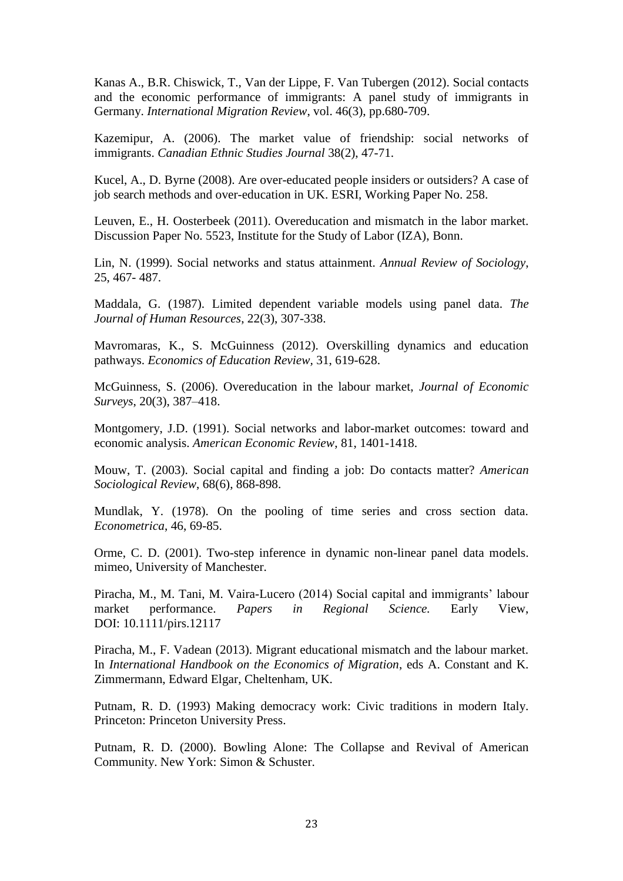Kanas A., B.R. Chiswick, T., Van der Lippe, F. Van Tubergen (2012). Social contacts and the economic performance of immigrants: A panel study of immigrants in Germany. *International Migration Review*, vol. 46(3), pp.680-709.

Kazemipur, A. (2006). The market value of friendship: social networks of immigrants. *Canadian Ethnic Studies Journal* 38(2), 47-71.

Kucel, A., D. Byrne (2008). Are over-educated people insiders or outsiders? A case of job search methods and over-education in UK. ESRI, Working Paper No. 258.

Leuven, E., H. Oosterbeek (2011). Overeducation and mismatch in the labor market. Discussion Paper No. 5523, Institute for the Study of Labor (IZA), Bonn.

Lin, N. (1999). Social networks and status attainment. *Annual Review of Sociology*, 25, 467- 487.

Maddala, G. (1987). Limited dependent variable models using panel data. *The Journal of Human Resources*, 22(3), 307-338.

Mavromaras, K., S. McGuinness (2012). Overskilling dynamics and education pathways. *Economics of Education Review*, 31, 619-628.

McGuinness, S. (2006). Overeducation in the labour market, *Journal of Economic Surveys*, 20(3), 387–418.

Montgomery, J.D. (1991). Social networks and labor-market outcomes: toward and economic analysis. *American Economic Review*, 81, 1401-1418.

Mouw, T. (2003). Social capital and finding a job: Do contacts matter? *American Sociological Review*, 68(6), 868-898.

Mundlak, Y. (1978). On the pooling of time series and cross section data. *Econometrica*, 46, 69-85.

Orme, C. D. (2001). Two-step inference in dynamic non-linear panel data models. mimeo, University of Manchester.

Piracha, M., M. Tani, M. Vaira-Lucero (2014) Social capital and immigrants' labour market performance. *Papers in Regional Science.* Early View, DOI: 10.1111/pirs.12117

Piracha, M., F. Vadean (2013). Migrant educational mismatch and the labour market. In *International Handbook on the Economics of Migration*, eds A. Constant and K. Zimmermann, Edward Elgar, Cheltenham, UK.

Putnam, R. D. (1993) Making democracy work: Civic traditions in modern Italy. Princeton: Princeton University Press.

Putnam, R. D. (2000). Bowling Alone: The Collapse and Revival of American Community. New York: Simon & Schuster.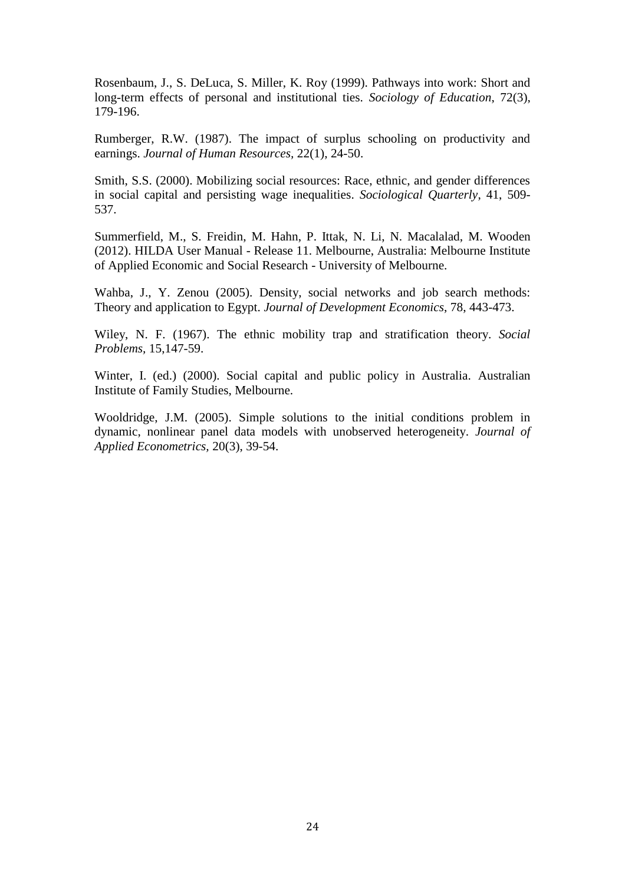Rosenbaum, J., S. DeLuca, S. Miller, K. Roy (1999). Pathways into work: Short and long-term effects of personal and institutional ties. *Sociology of Education*, 72(3), 179-196.

Rumberger, R.W. (1987). The impact of surplus schooling on productivity and earnings. *Journal of Human Resources*, 22(1), 24-50.

Smith, S.S. (2000). Mobilizing social resources: Race, ethnic, and gender differences in social capital and persisting wage inequalities. *Sociological Quarterly*, 41, 509-537.

Summerfield, M., S. Freidin, M. Hahn, P. Ittak, N. Li, N. Macalalad, M. Wooden (2012). HILDA User Manual - Release 11. Melbourne, Australia: Melbourne Institute of Applied Economic and Social Research - University of Melbourne.

Wahba, J., Y. Zenou (2005). Density, social networks and job search methods: Theory and application to Egypt. *Journal of Development Economics*, 78, 443-473.

Wiley, N. F. (1967). The ethnic mobility trap and stratification theory. *Social Problems*, 15,147-59.

Winter, I. (ed.) (2000). Social capital and public policy in Australia. Australian Institute of Family Studies, Melbourne.

Wooldridge, J.M. (2005). Simple solutions to the initial conditions problem in dynamic, nonlinear panel data models with unobserved heterogeneity. *Journal of Applied Econometrics*, 20(3), 39-54.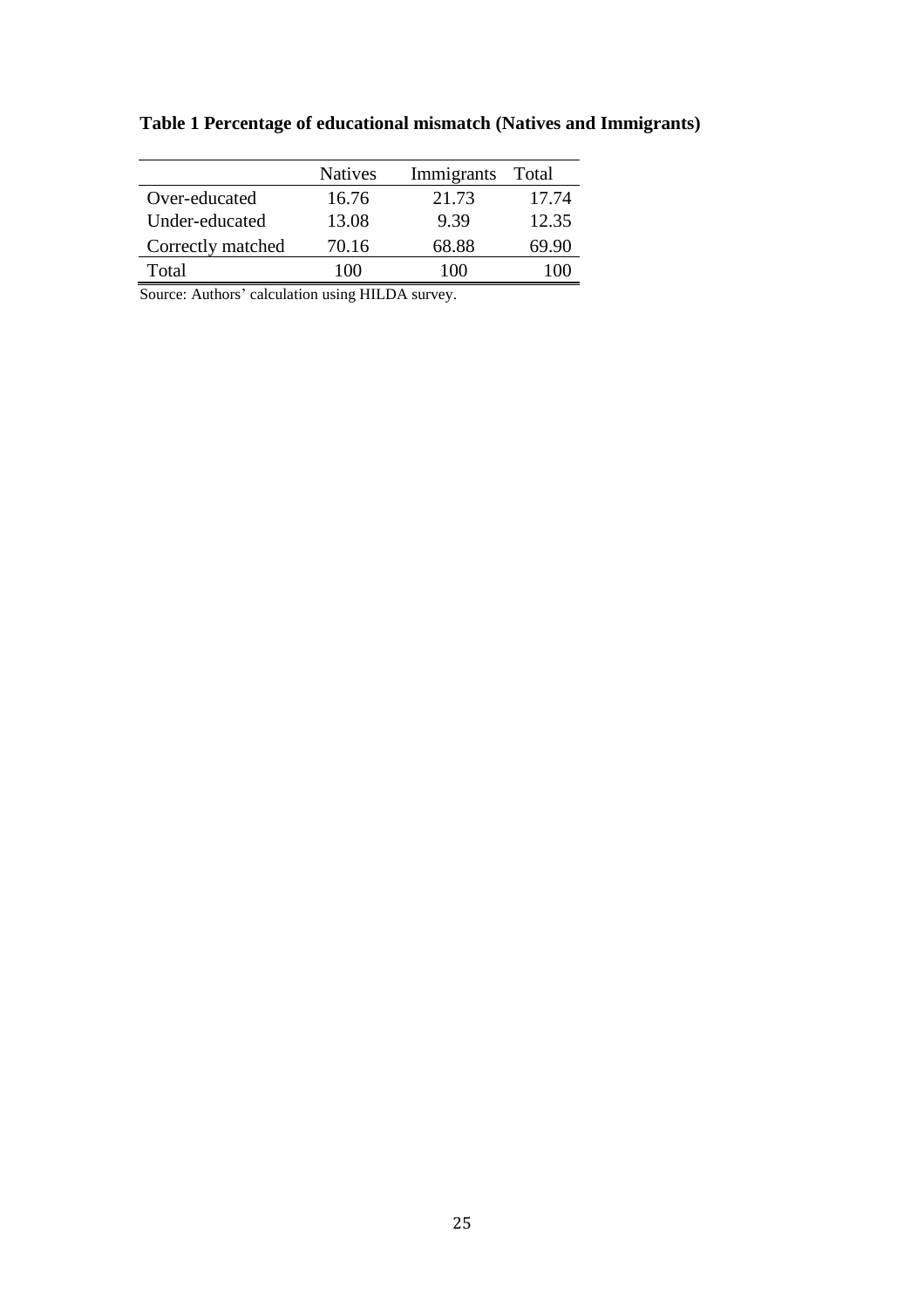**Table 1 Percentage of educational mismatch (Natives and Immigrants)**

| | Natives | Immigrants | Total |
|---|---|---|---|
| Over-educated | 16.76 | 21.73 | 17.74 |
| Under-educated | 13.08 | 9.39 | 12.35 |
| Correctly matched | 70.16 | 68.88 | 69.90 |
| Total | 100 | 100 | 100 |

Source: Authors' calculation using HILDA survey.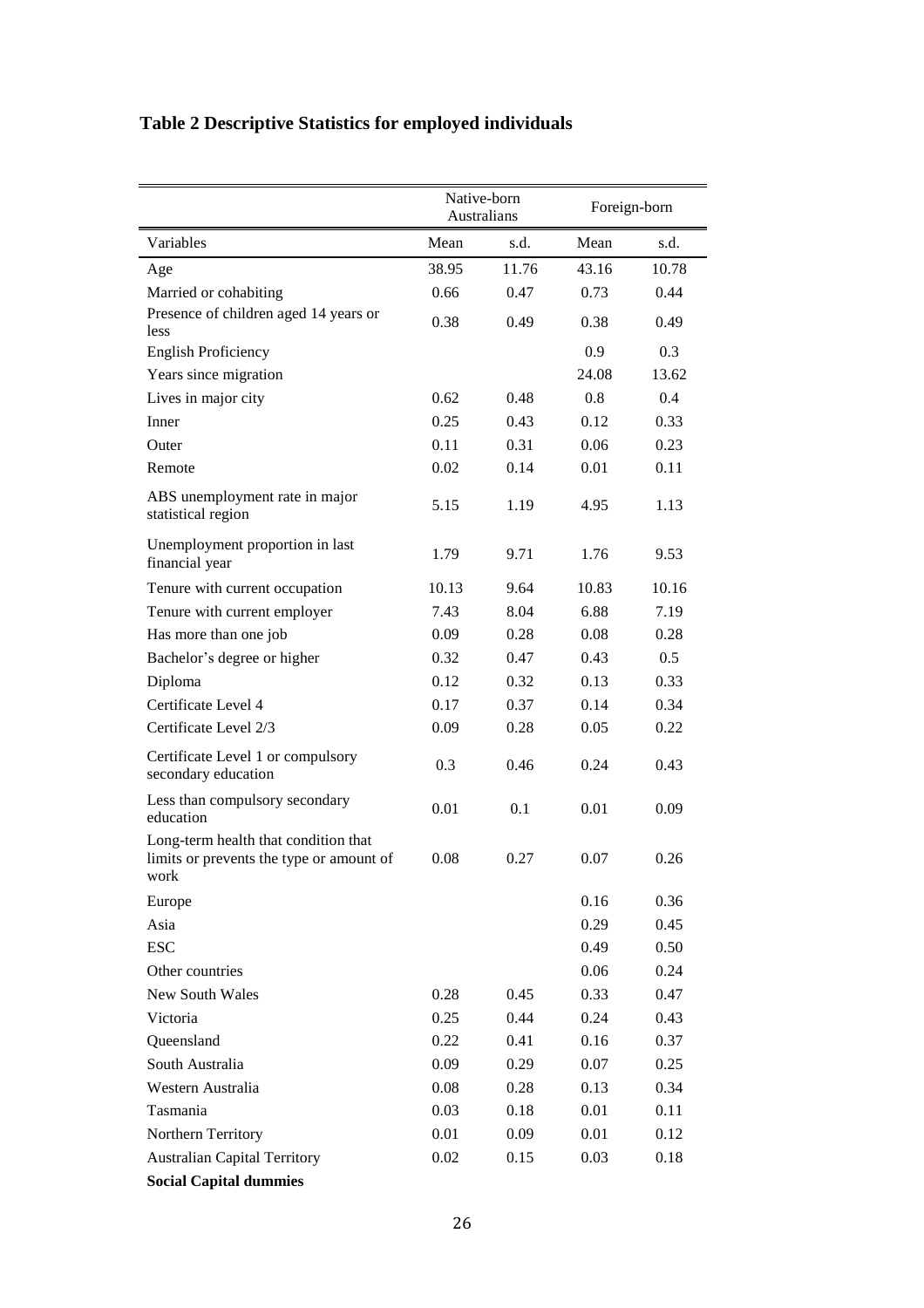**Table 2 Descriptive Statistics for employed individuals**

| | Native-born Australians | | Foreign-born | |
|---|---|---|---|---|
| Variables | Mean | s.d. | Mean | s.d. |
| Age | 38.95 | 11.76 | 43.16 | 10.78 |
| Married or cohabiting | 0.66 | 0.47 | 0.73 | 0.44 |
| Presence of children aged 14 years or less | 0.38 | 0.49 | 0.38 | 0.49 |
| English Proficiency | | | 0.9 | 0.3 |
| Years since migration | | | 24.08 | 13.62 |
| Lives in major city | 0.62 | 0.48 | 0.8 | 0.4 |
| Inner | 0.25 | 0.43 | 0.12 | 0.33 |
| Outer | 0.11 | 0.31 | 0.06 | 0.23 |
| Remote | 0.02 | 0.14 | 0.01 | 0.11 |
| ABS unemployment rate in major statistical region | 5.15 | 1.19 | 4.95 | 1.13 |
| Unemployment proportion in last financial year | 1.79 | 9.71 | 1.76 | 9.53 |
| Tenure with current occupation | 10.13 | 9.64 | 10.83 | 10.16 |
| Tenure with current employer | 7.43 | 8.04 | 6.88 | 7.19 |
| Has more than one job | 0.09 | 0.28 | 0.08 | 0.28 |
| Bachelor's degree or higher | 0.32 | 0.47 | 0.43 | 0.5 |
| Diploma | 0.12 | 0.32 | 0.13 | 0.33 |
| Certificate Level 4 | 0.17 | 0.37 | 0.14 | 0.34 |
| Certificate Level 2/3 | 0.09 | 0.28 | 0.05 | 0.22 |
| Certificate Level 1 or compulsory secondary education | 0.3 | 0.46 | 0.24 | 0.43 |
| Less than compulsory secondary education | 0.01 | 0.1 | 0.01 | 0.09 |
| Long-term health that condition that limits or prevents the type or amount of work | 0.08 | 0.27 | 0.07 | 0.26 |
| Europe | | | 0.16 | 0.36 |
| Asia | | | 0.29 | 0.45 |
| ESC | | | 0.49 | 0.50 |
| Other countries | | | 0.06 | 0.24 |
| New South Wales | 0.28 | 0.45 | 0.33 | 0.47 |
| Victoria | 0.25 | 0.44 | 0.24 | 0.43 |
| Queensland | 0.22 | 0.41 | 0.16 | 0.37 |
| South Australia | 0.09 | 0.29 | 0.07 | 0.25 |
| Western Australia | 0.08 | 0.28 | 0.13 | 0.34 |
| Tasmania | 0.03 | 0.18 | 0.01 | 0.11 |
| Northern Territory | 0.01 | 0.09 | 0.01 | 0.12 |
| Australian Capital Territory | 0.02 | 0.15 | 0.03 | 0.18 |
| **Social Capital dummies** | | | | |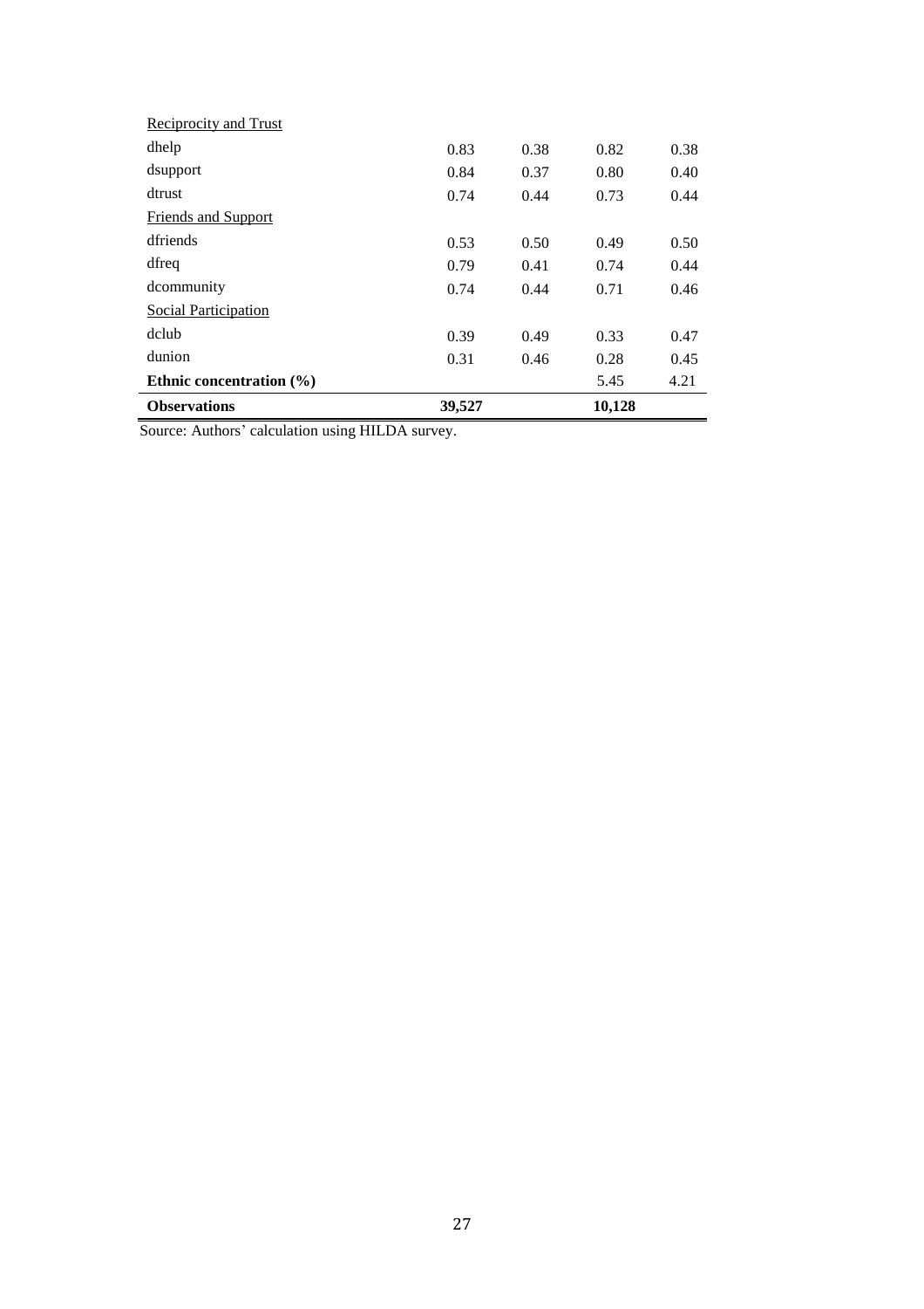| | | | | |
|---|---|---|---|---|
| Reciprocity and Trust | | | | |
| dhelp | 0.83 | 0.38 | 0.82 | 0.38 |
| dsupport | 0.84 | 0.37 | 0.80 | 0.40 |
| dtrust | 0.74 | 0.44 | 0.73 | 0.44 |
| Friends and Support | | | | |
| dfriends | 0.53 | 0.50 | 0.49 | 0.50 |
| dfreq | 0.79 | 0.41 | 0.74 | 0.44 |
| dcommunity | 0.74 | 0.44 | 0.71 | 0.46 |
| Social Participation | | | | |
| dclub | 0.39 | 0.49 | 0.33 | 0.47 |
| dunion | 0.31 | 0.46 | 0.28 | 0.45 |
| **Ethnic concentration (%)** | | | 5.45 | 4.21 |
| **Observations** | **39,527** | | **10,128** | |

Source: Authors' calculation using HILDA survey.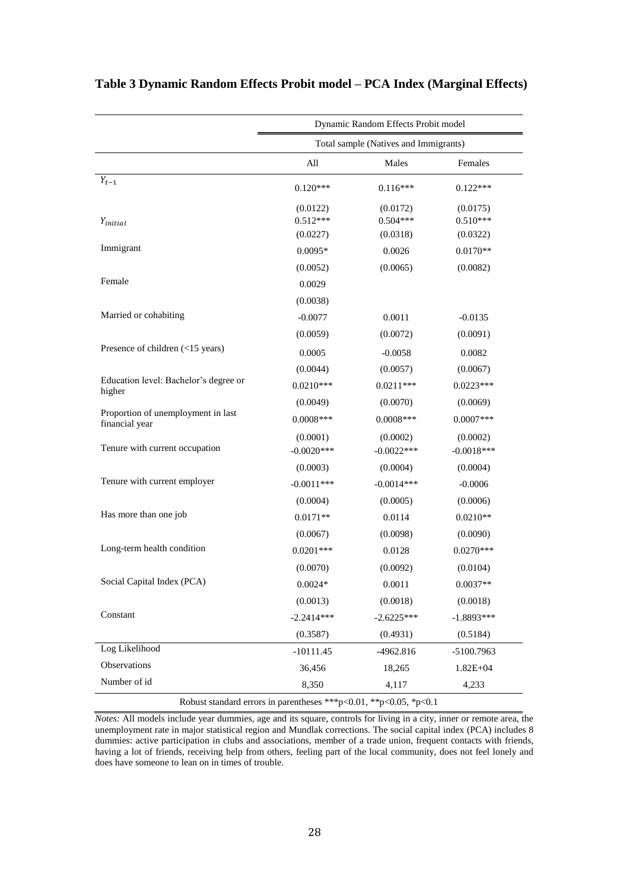**Table 3 Dynamic Random Effects Probit model – PCA Index (Marginal Effects)**

| | Dynamic Random Effects Probit model | | |
|---|---|---|---|
| | Total sample (Natives and Immigrants) | | |
| | All | Males | Females |
| $Y_{t-1}$ | 0.120*** | 0.116*** | 0.122*** |
| | (0.0122) | (0.0172) | (0.0175) |
| $Y_{initial}$ | 0.512*** | 0.504*** | 0.510*** |
| | (0.0227) | (0.0318) | (0.0322) |
| Immigrant | 0.0095* | 0.0026 | 0.0170** |
| | (0.0052) | (0.0065) | (0.0082) |
| Female | 0.0029 | | |
| | (0.0038) | | |
| Married or cohabiting | -0.0077 | 0.0011 | -0.0135 |
| | (0.0059) | (0.0072) | (0.0091) |
| Presence of children (<15 years) | 0.0005 | -0.0058 | 0.0082 |
| | (0.0044) | (0.0057) | (0.0067) |
| Education level: Bachelor's degree or higher | 0.0210*** | 0.0211*** | 0.0223*** |
| | (0.0049) | (0.0070) | (0.0069) |
| Proportion of unemployment in last financial year | 0.0008*** | 0.0008*** | 0.0007*** |
| | (0.0001) | (0.0002) | (0.0002) |
| Tenure with current occupation | -0.0020*** | -0.0022*** | -0.0018*** |
| | (0.0003) | (0.0004) | (0.0004) |
| Tenure with current employer | -0.0011*** | -0.0014*** | -0.0006 |
| | (0.0004) | (0.0005) | (0.0006) |
| Has more than one job | 0.0171** | 0.0114 | 0.0210** |
| | (0.0067) | (0.0098) | (0.0090) |
| Long-term health condition | 0.0201*** | 0.0128 | 0.0270*** |
| | (0.0070) | (0.0092) | (0.0104) |
| Social Capital Index (PCA) | 0.0024* | 0.0011 | 0.0037** |
| | (0.0013) | (0.0018) | (0.0018) |
| Constant | -2.2414*** | -2.6225*** | -1.8893*** |
| | (0.3587) | (0.4931) | (0.5184) |
| Log Likelihood | -10111.45 | -4962.816 | -5100.7963 |
| Observations | 36,456 | 18,265 | 1.82E+04 |
| Number of id | 8,350 | 4,117 | 4,233 |

Robust standard errors in parentheses ***p<0.01, **p<0.05, *p<0.1

*Notes:* All models include year dummies, age and its square, controls for living in a city, inner or remote area, the unemployment rate in major statistical region and Mundlak corrections. The social capital index (PCA) includes 8 dummies: active participation in clubs and associations, member of a trade union, frequent contacts with friends, having a lot of friends, receiving help from others, feeling part of the local community, does not feel lonely and does have someone to lean on in times of trouble.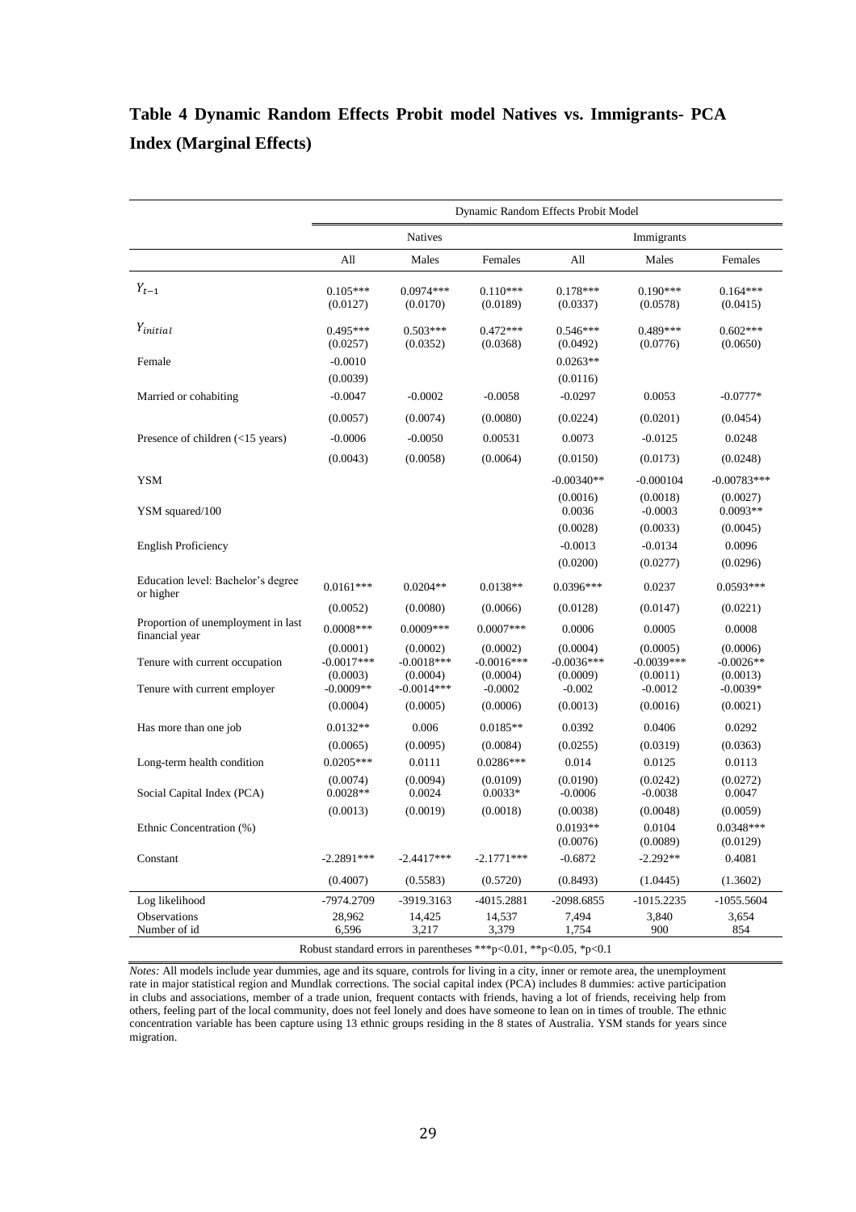**Table 4 Dynamic Random Effects Probit model Natives vs. Immigrants- PCA Index (Marginal Effects)**

| | Dynamic Random Effects Probit Model | | | | | |
|---|---|---|---|---|---|---|
| | Natives | | | Immigrants | | |
| | All | Males | Females | All | Males | Females |
| $Y_{t-1}$ | 0.105*** | 0.0974*** | 0.110*** | 0.178*** | 0.190*** | 0.164*** |
| | (0.0127) | (0.0170) | (0.0189) | (0.0337) | (0.0578) | (0.0415) |
| $Y_{initial}$ | 0.495*** | 0.503*** | 0.472*** | 0.546*** | 0.489*** | 0.602*** |
| | (0.0257) | (0.0352) | (0.0368) | (0.0492) | (0.0776) | (0.0650) |
| Female | -0.0010 | | | 0.0263** | | |
| | (0.0039) | | | (0.0116) | | |
| Married or cohabiting | -0.0047 | -0.0002 | -0.0058 | -0.0297 | 0.0053 | -0.0777* |
| | (0.0057) | (0.0074) | (0.0080) | (0.0224) | (0.0201) | (0.0454) |
| Presence of children (<15 years) | -0.0006 | -0.0050 | 0.00531 | 0.0073 | -0.0125 | 0.0248 |
| | (0.0043) | (0.0058) | (0.0064) | (0.0150) | (0.0173) | (0.0248) |
| YSM | | | | -0.00340** | -0.000104 | -0.00783*** |
| | | | | (0.0016) | (0.0018) | (0.0027) |
| YSM squared/100 | | | | 0.0036 | -0.0003 | 0.0093** |
| | | | | (0.0028) | (0.0033) | (0.0045) |
| English Proficiency | | | | -0.0013 | -0.0134 | 0.0096 |
| | | | | (0.0200) | (0.0277) | (0.0296) |
| Education level: Bachelor's degree or higher | 0.0161*** | 0.0204** | 0.0138** | 0.0396*** | 0.0237 | 0.0593*** |
| | (0.0052) | (0.0080) | (0.0066) | (0.0128) | (0.0147) | (0.0221) |
| Proportion of unemployment in last financial year | 0.0008*** | 0.0009*** | 0.0007*** | 0.0006 | 0.0005 | 0.0008 |
| | (0.0001) | (0.0002) | (0.0002) | (0.0004) | (0.0005) | (0.0006) |
| Tenure with current occupation | -0.0017*** | -0.0018*** | -0.0016*** | -0.0036*** | -0.0039*** | -0.0026** |
| | (0.0003) | (0.0004) | (0.0004) | (0.0009) | (0.0011) | (0.0013) |
| Tenure with current employer | -0.0009** | -0.0014*** | -0.0002 | -0.002 | -0.0012 | -0.0039* |
| | (0.0004) | (0.0005) | (0.0006) | (0.0013) | (0.0016) | (0.0021) |
| Has more than one job | 0.0132** | 0.006 | 0.0185** | 0.0392 | 0.0406 | 0.0292 |
| | (0.0065) | (0.0095) | (0.0084) | (0.0255) | (0.0319) | (0.0363) |
| Long-term health condition | 0.0205*** | 0.0111 | 0.0286*** | 0.014 | 0.0125 | 0.0113 |
| | (0.0074) | (0.0094) | (0.0109) | (0.0190) | (0.0242) | (0.0272) |
| Social Capital Index (PCA) | 0.0028** | 0.0024 | 0.0033* | -0.0006 | -0.0038 | 0.0047 |
| | (0.0013) | (0.0019) | (0.0018) | (0.0038) | (0.0048) | (0.0059) |
| Ethnic Concentration (%) | | | | 0.0193** | 0.0104 | 0.0348*** |
| | | | | (0.0076) | (0.0089) | (0.0129) |
| Constant | -2.2891*** | -2.4417*** | -2.1771*** | -0.6872 | -2.292** | 0.4081 |
| | (0.4007) | (0.5583) | (0.5720) | (0.8493) | (1.0445) | (1.3602) |
| Log likelihood | -7974.2709 | -3919.3163 | -4015.2881 | -2098.6855 | -1015.2235 | -1055.5604 |
| Observations | 28,962 | 14,425 | 14,537 | 7,494 | 3,840 | 3,654 |
| Number of id | 6,596 | 3,217 | 3,379 | 1,754 | 900 | 854 |

Robust standard errors in parentheses ***p<0.01, **p<0.05, *p<0.1

*Notes:* All models include year dummies, age and its square, controls for living in a city, inner or remote area, the unemployment rate in major statistical region and Mundlak corrections. The social capital index (PCA) includes 8 dummies: active participation in clubs and associations, member of a trade union, frequent contacts with friends, having a lot of friends, receiving help from others, feeling part of the local community, does not feel lonely and does have someone to lean on in times of trouble. The ethnic concentration variable has been capture using 13 ethnic groups residing in the 8 states of Australia. YSM stands for years since migration.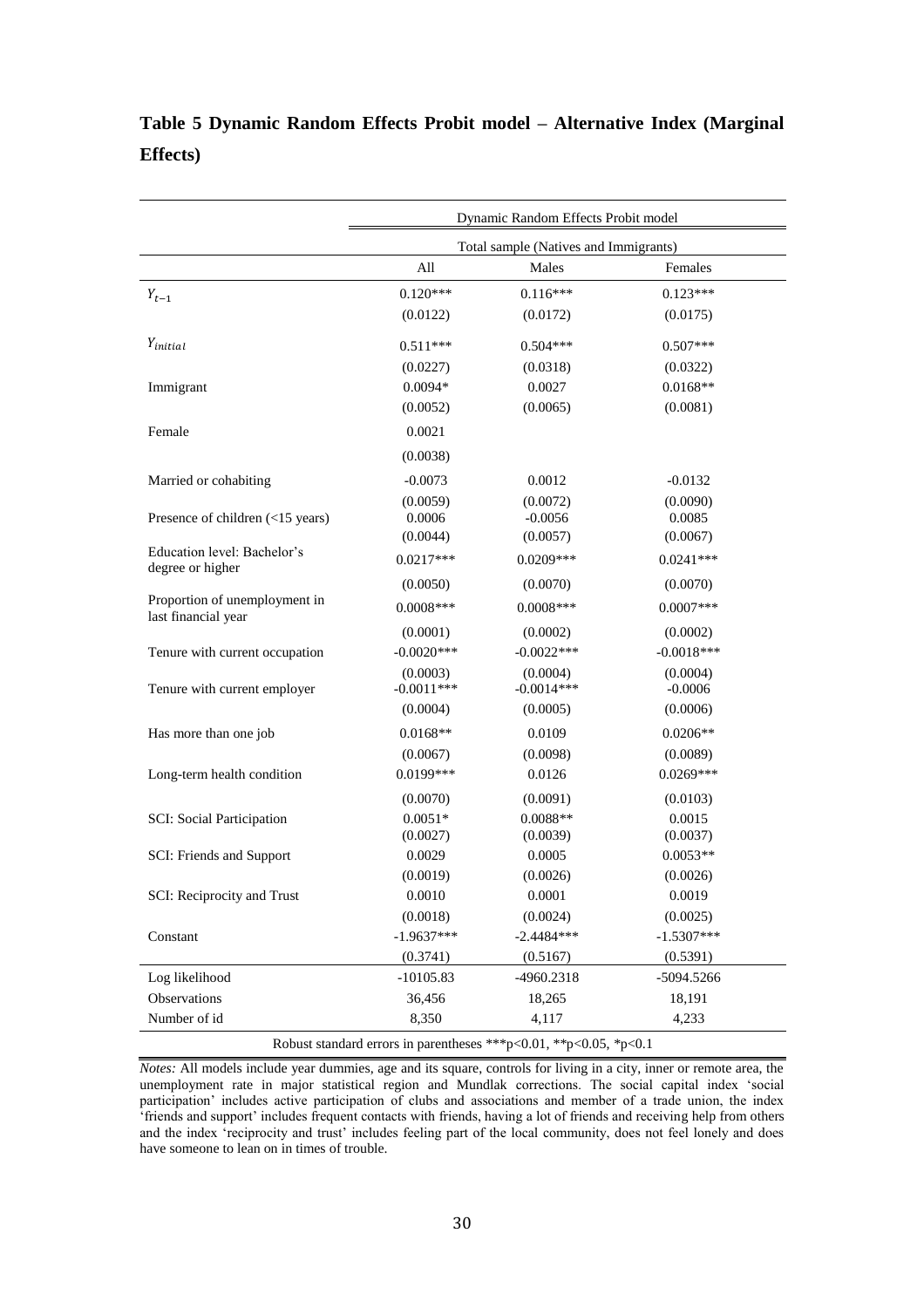**Table 5 Dynamic Random Effects Probit model – Alternative Index (Marginal Effects)**

| | Dynamic Random Effects Probit model | | |
|---|---|---|---|
| | Total sample (Natives and Immigrants) | | |
| | All | Males | Females |
| $Y_{t-1}$ | 0.120*** | 0.116*** | 0.123*** |
| | (0.0122) | (0.0172) | (0.0175) |
| $Y_{initial}$ | 0.511*** | 0.504*** | 0.507*** |
| | (0.0227) | (0.0318) | (0.0322) |
| Immigrant | 0.0094* | 0.0027 | 0.0168** |
| | (0.0052) | (0.0065) | (0.0081) |
| Female | 0.0021 | | |
| | (0.0038) | | |
| Married or cohabiting | -0.0073 | 0.0012 | -0.0132 |
| | (0.0059) | (0.0072) | (0.0090) |
| Presence of children (<15 years) | 0.0006 | -0.0056 | 0.0085 |
| | (0.0044) | (0.0057) | (0.0067) |
| Education level: Bachelor's degree or higher | 0.0217*** | 0.0209*** | 0.0241*** |
| | (0.0050) | (0.0070) | (0.0070) |
| Proportion of unemployment in last financial year | 0.0008*** | 0.0008*** | 0.0007*** |
| | (0.0001) | (0.0002) | (0.0002) |
| Tenure with current occupation | -0.0020*** | -0.0022*** | -0.0018*** |
| | (0.0003) | (0.0004) | (0.0004) |
| Tenure with current employer | -0.0011*** | -0.0014*** | -0.0006 |
| | (0.0004) | (0.0005) | (0.0006) |
| Has more than one job | 0.0168** | 0.0109 | 0.0206** |
| | (0.0067) | (0.0098) | (0.0089) |
| Long-term health condition | 0.0199*** | 0.0126 | 0.0269*** |
| | (0.0070) | (0.0091) | (0.0103) |
| SCI: Social Participation | 0.0051* | 0.0088** | 0.0015 |
| | (0.0027) | (0.0039) | (0.0037) |
| SCI: Friends and Support | 0.0029 | 0.0005 | 0.0053** |
| | (0.0019) | (0.0026) | (0.0026) |
| SCI: Reciprocity and Trust | 0.0010 | 0.0001 | 0.0019 |
| | (0.0018) | (0.0024) | (0.0025) |
| Constant | -1.9637*** | -2.4484*** | -1.5307*** |
| | (0.3741) | (0.5167) | (0.5391) |
| Log likelihood | -10105.83 | -4960.2318 | -5094.5266 |
| Observations | 36,456 | 18,265 | 18,191 |
| Number of id | 8,350 | 4,117 | 4,233 |

Robust standard errors in parentheses ***p<0.01, **p<0.05, *p<0.1

*Notes:* All models include year dummies, age and its square, controls for living in a city, inner or remote area, the unemployment rate in major statistical region and Mundlak corrections. The social capital index 'social participation' includes active participation of clubs and associations and member of a trade union, the index 'friends and support' includes frequent contacts with friends, having a lot of friends and receiving help from others and the index 'reciprocity and trust' includes feeling part of the local community, does not feel lonely and does have someone to lean on in times of trouble.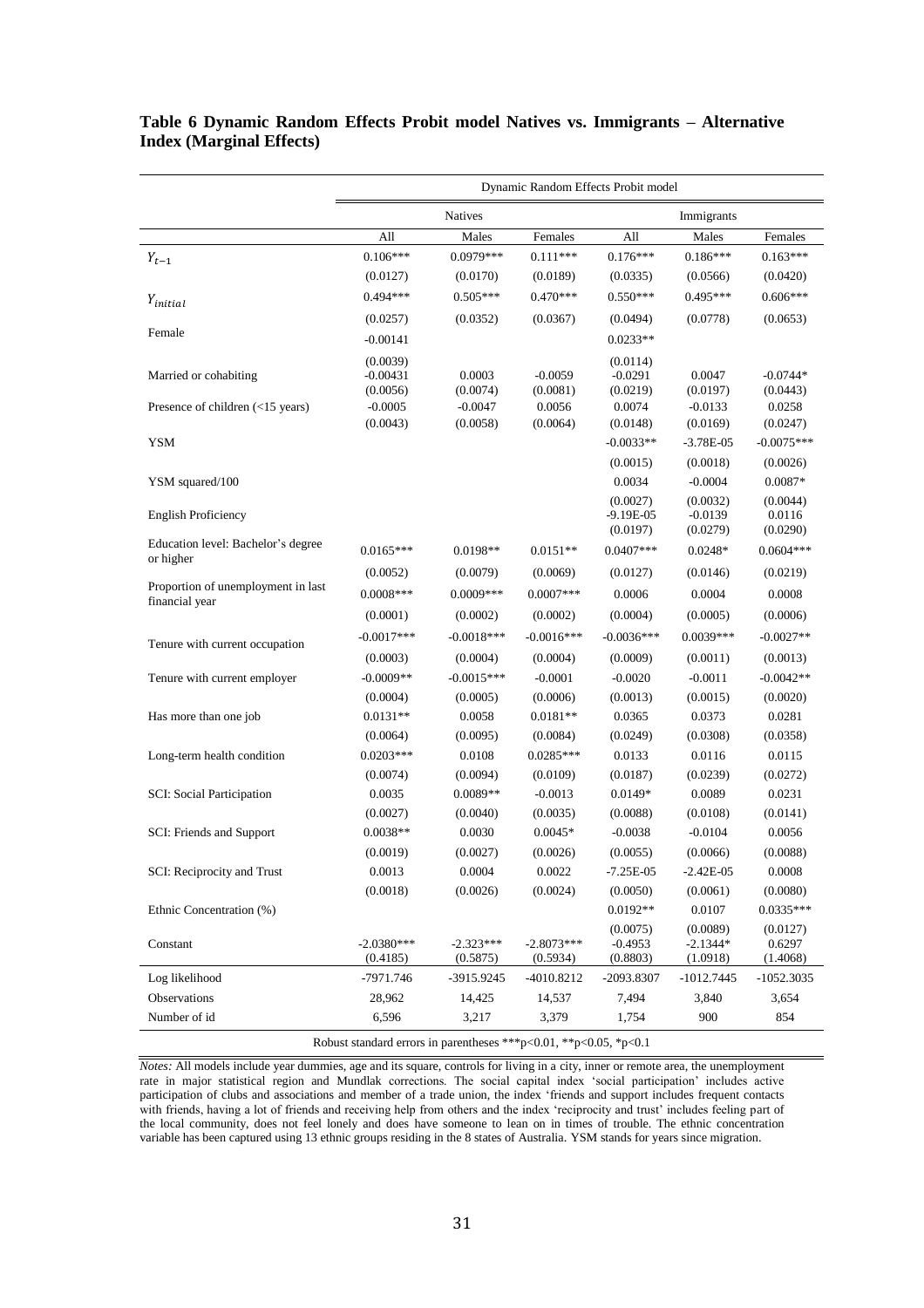**Table 6 Dynamic Random Effects Probit model Natives vs. Immigrants – Alternative Index (Marginal Effects)**

| | Dynamic Random Effects Probit model | | | | | |
|---|---|---|---|---|---|---|
| | Natives | | | Immigrants | | |
| | All | Males | Females | All | Males | Females |
| $Y_{t-1}$ | 0.106*** | 0.0979*** | 0.111*** | 0.176*** | 0.186*** | 0.163*** |
| | (0.0127) | (0.0170) | (0.0189) | (0.0335) | (0.0566) | (0.0420) |
| $Y_{initial}$ | 0.494*** | 0.505*** | 0.470*** | 0.550*** | 0.495*** | 0.606*** |
| | (0.0257) | (0.0352) | (0.0367) | (0.0494) | (0.0778) | (0.0653) |
| Female | -0.00141 | | | 0.0233** | | |
| | (0.0039) | | | (0.0114) | | |
| Married or cohabiting | -0.00431 | 0.0003 | -0.0059 | -0.0291 | 0.0047 | -0.0744* |
| | (0.0056) | (0.0074) | (0.0081) | (0.0219) | (0.0197) | (0.0443) |
| Presence of children (<15 years) | -0.0005 | -0.0047 | 0.0056 | 0.0074 | -0.0133 | 0.0258 |
| | (0.0043) | (0.0058) | (0.0064) | (0.0148) | (0.0169) | (0.0247) |
| YSM | | | | -0.0033** | -3.78E-05 | -0.0075*** |
| | | | | (0.0015) | (0.0018) | (0.0026) |
| YSM squared/100 | | | | 0.0034 | -0.0004 | 0.0087* |
| | | | | (0.0027) | (0.0032) | (0.0044) |
| English Proficiency | | | | -9.19E-05 | -0.0139 | 0.0116 |
| | | | | (0.0197) | (0.0279) | (0.0290) |
| Education level: Bachelor's degree or higher | 0.0165*** | 0.0198** | 0.0151** | 0.0407*** | 0.0248* | 0.0604*** |
| | (0.0052) | (0.0079) | (0.0069) | (0.0127) | (0.0146) | (0.0219) |
| Proportion of unemployment in last financial year | 0.0008*** | 0.0009*** | 0.0007*** | 0.0006 | 0.0004 | 0.0008 |
| | (0.0001) | (0.0002) | (0.0002) | (0.0004) | (0.0005) | (0.0006) |
| Tenure with current occupation | -0.0017*** | -0.0018*** | -0.0016*** | -0.0036*** | 0.0039*** | -0.0027** |
| | (0.0003) | (0.0004) | (0.0004) | (0.0009) | (0.0011) | (0.0013) |
| Tenure with current employer | -0.0009** | -0.0015*** | -0.0001 | -0.0020 | -0.0011 | -0.0042** |
| | (0.0004) | (0.0005) | (0.0006) | (0.0013) | (0.0015) | (0.0020) |
| Has more than one job | 0.0131** | 0.0058 | 0.0181** | 0.0365 | 0.0373 | 0.0281 |
| | (0.0064) | (0.0095) | (0.0084) | (0.0249) | (0.0308) | (0.0358) |
| Long-term health condition | 0.0203*** | 0.0108 | 0.0285*** | 0.0133 | 0.0116 | 0.0115 |
| | (0.0074) | (0.0094) | (0.0109) | (0.0187) | (0.0239) | (0.0272) |
| SCI: Social Participation | 0.0035 | 0.0089** | -0.0013 | 0.0149* | 0.0089 | 0.0231 |
| | (0.0027) | (0.0040) | (0.0035) | (0.0088) | (0.0108) | (0.0141) |
| SCI: Friends and Support | 0.0038** | 0.0030 | 0.0045* | -0.0038 | -0.0104 | 0.0056 |
| | (0.0019) | (0.0027) | (0.0026) | (0.0055) | (0.0066) | (0.0088) |
| SCI: Reciprocity and Trust | 0.0013 | 0.0004 | 0.0022 | -7.25E-05 | -2.42E-05 | 0.0008 |
| | (0.0018) | (0.0026) | (0.0024) | (0.0050) | (0.0061) | (0.0080) |
| Ethnic Concentration (%) | | | | 0.0192** | 0.0107 | 0.0335*** |
| | | | | (0.0075) | (0.0089) | (0.0127) |
| Constant | -2.0380*** | -2.323*** | -2.8073*** | -0.4953 | -2.1344* | 0.6297 |
| | (0.4185) | (0.5875) | (0.5934) | (0.8803) | (1.0918) | (1.4068) |
| Log likelihood | -7971.746 | -3915.9245 | -4010.8212 | -2093.8307 | -1012.7445 | -1052.3035 |
| Observations | 28,962 | 14,425 | 14,537 | 7,494 | 3,840 | 3,654 |
| Number of id | 6,596 | 3,217 | 3,379 | 1,754 | 900 | 854 |

Robust standard errors in parentheses ***p<0.01, **p<0.05, *p<0.1

*Notes:* All models include year dummies, age and its square, controls for living in a city, inner or remote area, the unemployment rate in major statistical region and Mundlak corrections. The social capital index 'social participation' includes active participation of clubs and associations and member of a trade union, the index 'friends and support includes frequent contacts with friends, having a lot of friends and receiving help from others and the index 'reciprocity and trust' includes feeling part of the local community, does not feel lonely and does have someone to lean on in times of trouble. The ethnic concentration variable has been captured using 13 ethnic groups residing in the 8 states of Australia. YSM stands for years since migration.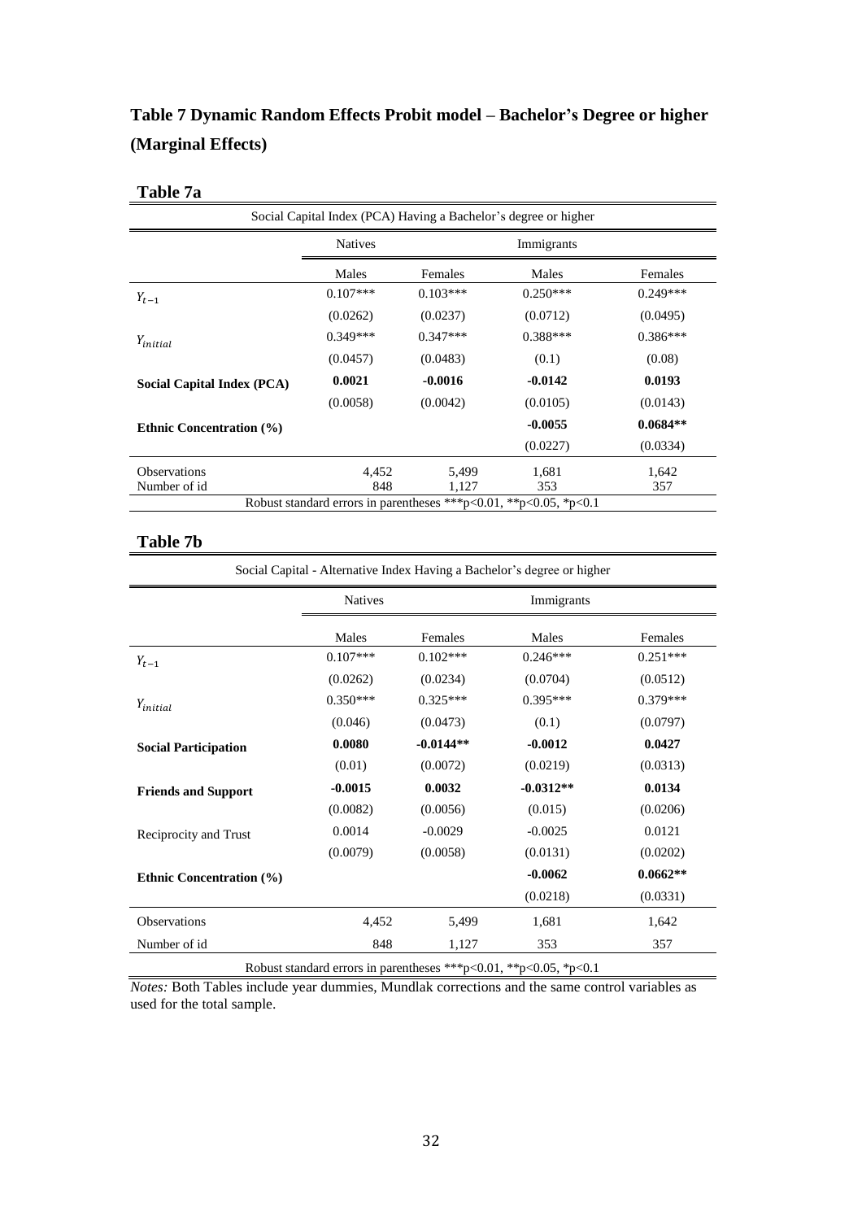# Table 7 Dynamic Random Effects Probit model – Bachelor's Degree or higher (Marginal Effects)

## Table 7a

| Social Capital Index (PCA) Having a Bachelor's degree or higher | | | | |
|---|---|---|---|---|
| | Natives | | Immigrants | |
| | Males | Females | Males | Females |
| $Y_{t-1}$ | 0.107*** | 0.103*** | 0.250*** | 0.249*** |
| | (0.0262) | (0.0237) | (0.0712) | (0.0495) |
| $Y_{initial}$ | 0.349*** | 0.347*** | 0.388*** | 0.386*** |
| | (0.0457) | (0.0483) | (0.1) | (0.08) |
| **Social Capital Index (PCA)** | **0.0021** | **-0.0016** | **-0.0142** | **0.0193** |
| | (0.0058) | (0.0042) | (0.0105) | (0.0143) |
| **Ethnic Concentration (%)** | | | **-0.0055** | **0.0684**** |
| | | | (0.0227) | (0.0334) |
| Observations | 4,452 | 5,499 | 1,681 | 1,642 |
| Number of id | 848 | 1,127 | 353 | 357 |

Robust standard errors in parentheses ***p<0.01, **p<0.05, *p<0.1

## Table 7b

| Social Capital - Alternative Index Having a Bachelor's degree or higher | | | | |
|---|---|---|---|---|
| | Natives | | Immigrants | |
| | Males | Females | Males | Females |
| $Y_{t-1}$ | 0.107*** | 0.102*** | 0.246*** | 0.251*** |
| | (0.0262) | (0.0234) | (0.0704) | (0.0512) |
| $Y_{initial}$ | 0.350*** | 0.325*** | 0.395*** | 0.379*** |
| | (0.046) | (0.0473) | (0.1) | (0.0797) |
| **Social Participation** | **0.0080** | **-0.0144**** | **-0.0012** | **0.0427** |
| | (0.01) | (0.0072) | (0.0219) | (0.0313) |
| **Friends and Support** | **-0.0015** | **0.0032** | **-0.0312**** | **0.0134** |
| | (0.0082) | (0.0056) | (0.015) | (0.0206) |
| Reciprocity and Trust | 0.0014 | -0.0029 | -0.0025 | 0.0121 |
| | (0.0079) | (0.0058) | (0.0131) | (0.0202) |
| **Ethnic Concentration (%)** | | | **-0.0062** | **0.0662**** |
| | | | (0.0218) | (0.0331) |
| Observations | 4,452 | 5,499 | 1,681 | 1,642 |
| Number of id | 848 | 1,127 | 353 | 357 |

Robust standard errors in parentheses ***p<0.01, **p<0.05, *p<0.1

*Notes:* Both Tables include year dummies, Mundlak corrections and the same control variables as used for the total sample.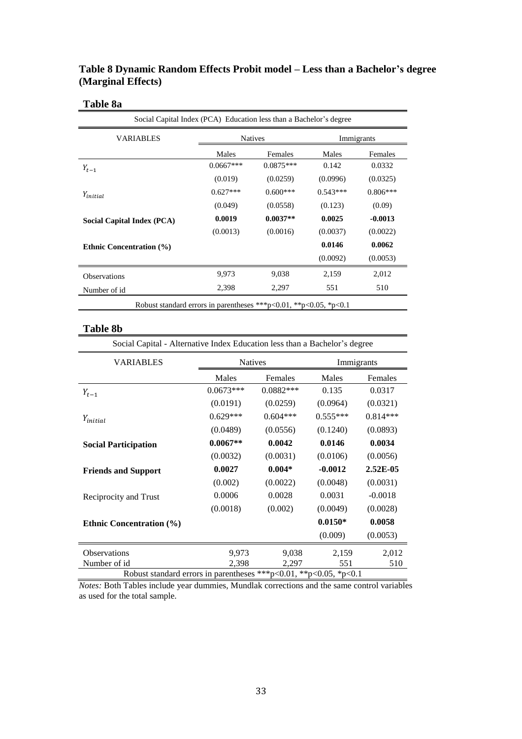## Table 8 Dynamic Random Effects Probit model – Less than a Bachelor's degree (Marginal Effects)

### Table 8a

| Social Capital Index (PCA) Education less than a Bachelor's degree | | | | |
|---|---|---|---|---|
| VARIABLES | Natives | | Immigrants | |
| | Males | Females | Males | Females |
| $Y_{t-1}$ | 0.0667*** | 0.0875*** | 0.142 | 0.0332 |
| | (0.019) | (0.0259) | (0.0996) | (0.0325) |
| $Y_{initial}$ | 0.627*** | 0.600*** | 0.543*** | 0.806*** |
| | (0.049) | (0.0558) | (0.123) | (0.09) |
| **Social Capital Index (PCA)** | **0.0019** | **0.0037**** | **0.0025** | **-0.0013** |
| | (0.0013) | (0.0016) | (0.0037) | (0.0022) |
| **Ethnic Concentration (%)** | | | **0.0146** | **0.0062** |
| | | | (0.0092) | (0.0053) |
| Observations | 9,973 | 9,038 | 2,159 | 2,012 |
| Number of id | 2,398 | 2,297 | 551 | 510 |
| Robust standard errors in parentheses ***p<0.01, **p<0.05, *p<0.1 | | | | |

### Table 8b

| Social Capital - Alternative Index Education less than a Bachelor's degree | | | | |
|---|---|---|---|---|
| VARIABLES | Natives | | Immigrants | |
| | Males | Females | Males | Females |
| $Y_{t-1}$ | 0.0673*** | 0.0882*** | 0.135 | 0.0317 |
| | (0.0191) | (0.0259) | (0.0964) | (0.0321) |
| $Y_{initial}$ | 0.629*** | 0.604*** | 0.555*** | 0.814*** |
| | (0.0489) | (0.0556) | (0.1240) | (0.0893) |
| **Social Participation** | **0.0067**** | **0.0042** | **0.0146** | **0.0034** |
| | (0.0032) | (0.0031) | (0.0106) | (0.0056) |
| **Friends and Support** | **0.0027** | **0.004*** | **-0.0012** | **2.52E-05** |
| | (0.002) | (0.0022) | (0.0048) | (0.0031) |
| Reciprocity and Trust | 0.0006 | 0.0028 | 0.0031 | -0.0018 |
| | (0.0018) | (0.002) | (0.0049) | (0.0028) |
| **Ethnic Concentration (%)** | | | **0.0150*** | **0.0058** |
| | | | (0.009) | (0.0053) |
| Observations | 9,973 | 9,038 | 2,159 | 2,012 |
| Number of id | 2,398 | 2,297 | 551 | 510 |
| Robust standard errors in parentheses ***p<0.01, **p<0.05, *p<0.1 | | | | |

*Notes:* Both Tables include year dummies, Mundlak corrections and the same control variables as used for the total sample.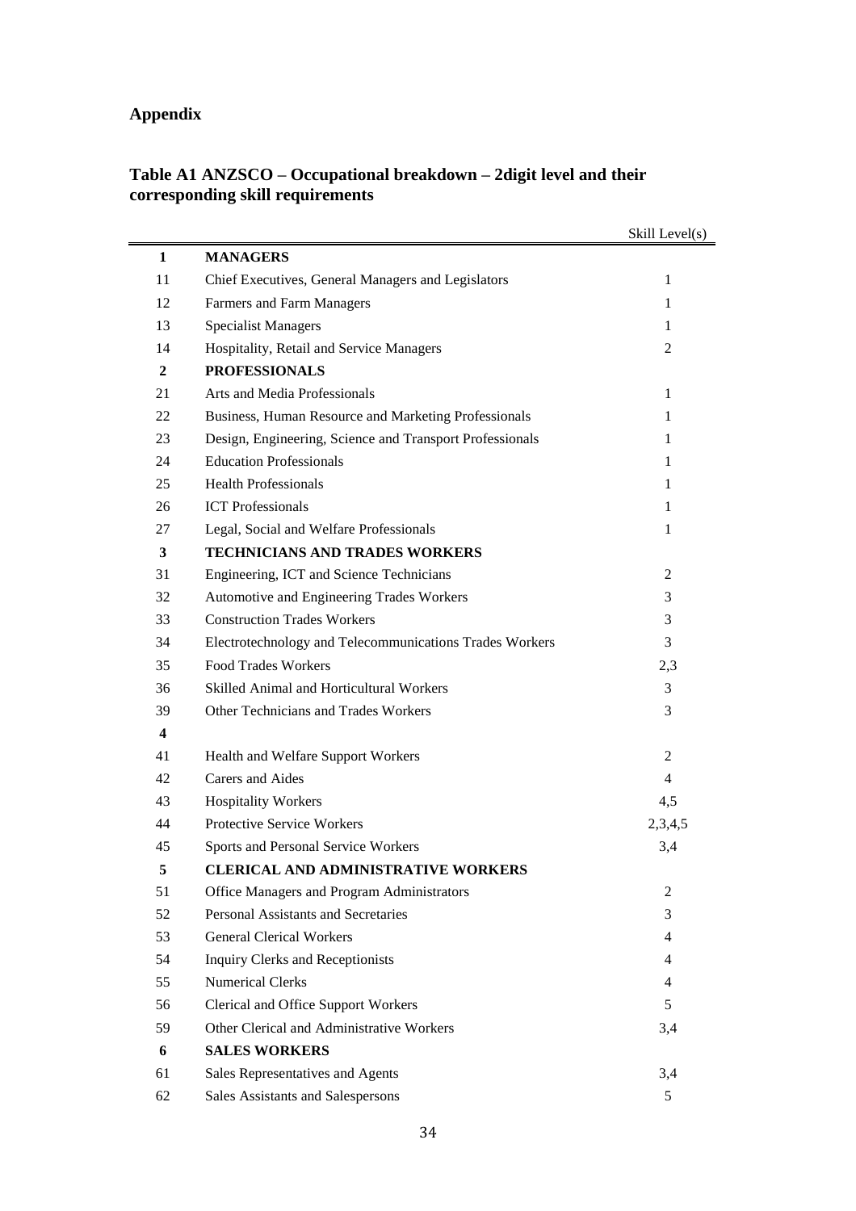## Appendix

### Table A1 ANZSCO – Occupational breakdown – 2digit level and their corresponding skill requirements

| | | Skill Level(s) |
|---|---|---|
| **1** | **MANAGERS** | |
| 11 | Chief Executives, General Managers and Legislators | 1 |
| 12 | Farmers and Farm Managers | 1 |
| 13 | Specialist Managers | 1 |
| 14 | Hospitality, Retail and Service Managers | 2 |
| **2** | **PROFESSIONALS** | |
| 21 | Arts and Media Professionals | 1 |
| 22 | Business, Human Resource and Marketing Professionals | 1 |
| 23 | Design, Engineering, Science and Transport Professionals | 1 |
| 24 | Education Professionals | 1 |
| 25 | Health Professionals | 1 |
| 26 | ICT Professionals | 1 |
| 27 | Legal, Social and Welfare Professionals | 1 |
| **3** | **TECHNICIANS AND TRADES WORKERS** | |
| 31 | Engineering, ICT and Science Technicians | 2 |
| 32 | Automotive and Engineering Trades Workers | 3 |
| 33 | Construction Trades Workers | 3 |
| 34 | Electrotechnology and Telecommunications Trades Workers | 3 |
| 35 | Food Trades Workers | 2,3 |
| 36 | Skilled Animal and Horticultural Workers | 3 |
| 39 | Other Technicians and Trades Workers | 3 |
| **4** | | |
| 41 | Health and Welfare Support Workers | 2 |
| 42 | Carers and Aides | 4 |
| 43 | Hospitality Workers | 4,5 |
| 44 | Protective Service Workers | 2,3,4,5 |
| 45 | Sports and Personal Service Workers | 3,4 |
| **5** | **CLERICAL AND ADMINISTRATIVE WORKERS** | |
| 51 | Office Managers and Program Administrators | 2 |
| 52 | Personal Assistants and Secretaries | 3 |
| 53 | General Clerical Workers | 4 |
| 54 | Inquiry Clerks and Receptionists | 4 |
| 55 | Numerical Clerks | 4 |
| 56 | Clerical and Office Support Workers | 5 |
| 59 | Other Clerical and Administrative Workers | 3,4 |
| **6** | **SALES WORKERS** | |
| 61 | Sales Representatives and Agents | 3,4 |
| 62 | Sales Assistants and Salespersons | 5 |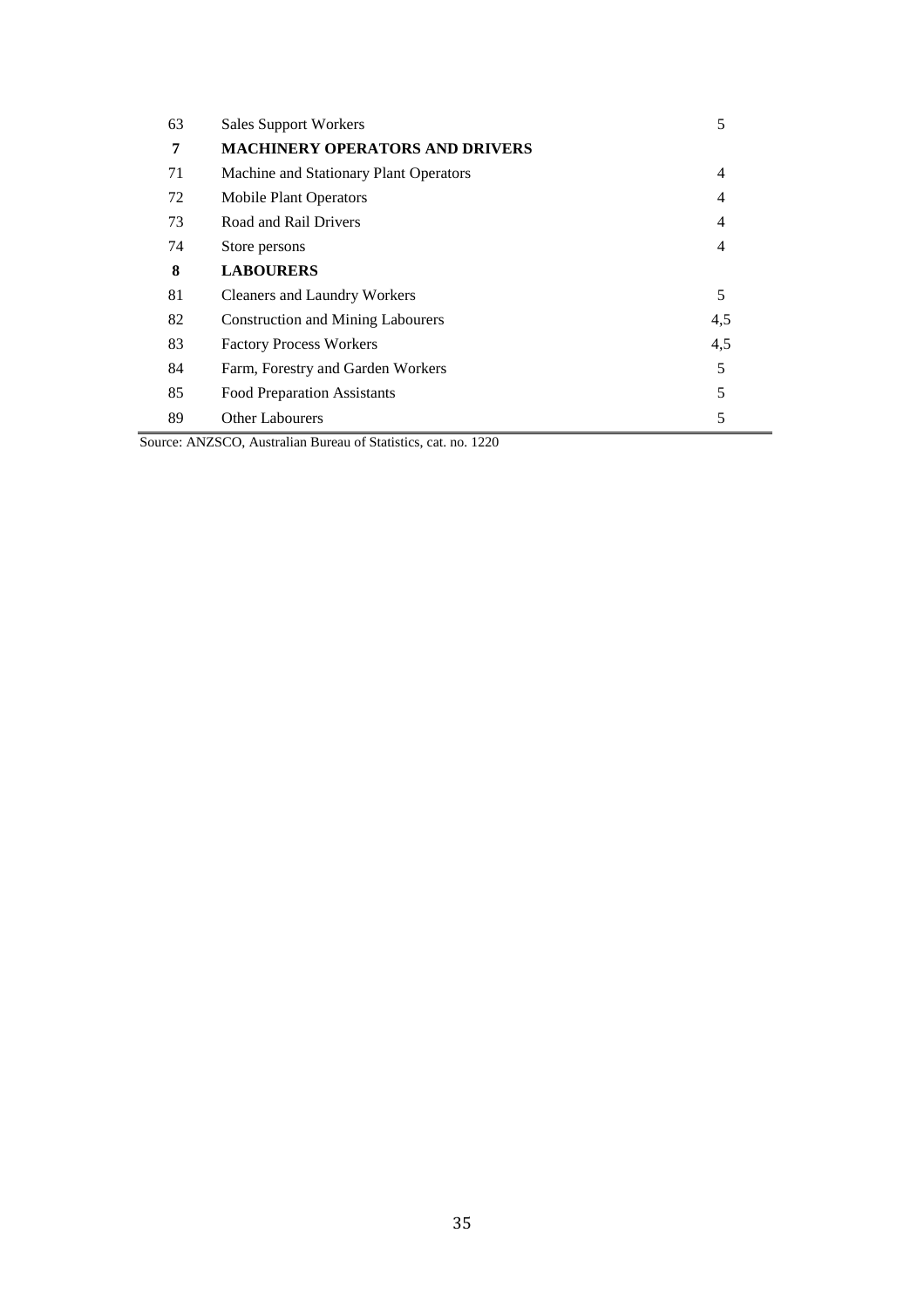| | | |
|---|---|---|
| 63 | Sales Support Workers | 5 |
| **7** | **MACHINERY OPERATORS AND DRIVERS** | |
| 71 | Machine and Stationary Plant Operators | 4 |
| 72 | Mobile Plant Operators | 4 |
| 73 | Road and Rail Drivers | 4 |
| 74 | Store persons | 4 |
| **8** | **LABOURERS** | |
| 81 | Cleaners and Laundry Workers | 5 |
| 82 | Construction and Mining Labourers | 4,5 |
| 83 | Factory Process Workers | 4,5 |
| 84 | Farm, Forestry and Garden Workers | 5 |
| 85 | Food Preparation Assistants | 5 |
| 89 | Other Labourers | 5 |

Source: ANZSCO, Australian Bureau of Statistics, cat. no. 1220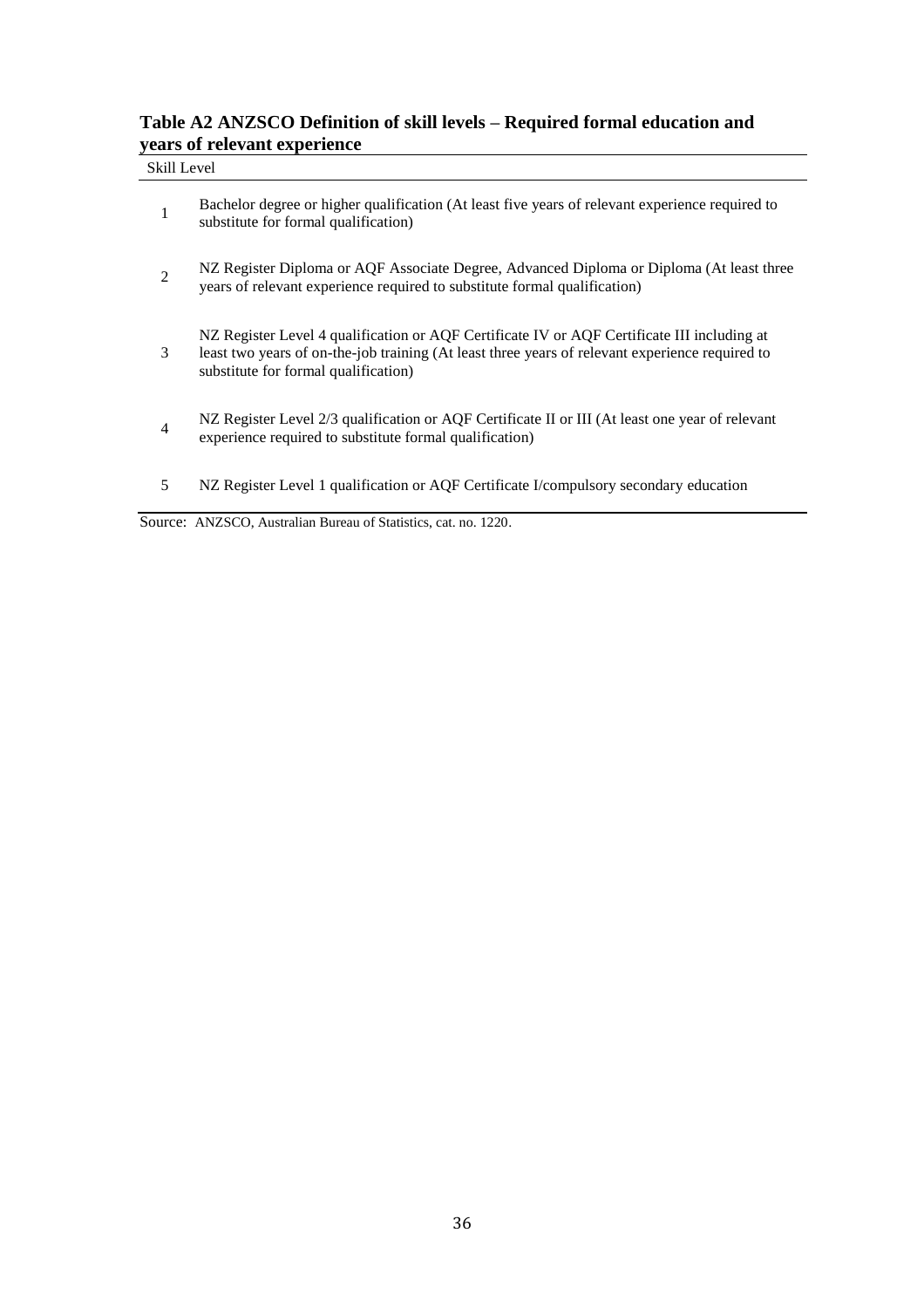**Table A2 ANZSCO Definition of skill levels – Required formal education and years of relevant experience**

| Skill Level | |
|---|---|
| 1 | Bachelor degree or higher qualification (At least five years of relevant experience required to substitute for formal qualification) |
| 2 | NZ Register Diploma or AQF Associate Degree, Advanced Diploma or Diploma (At least three years of relevant experience required to substitute formal qualification) |
| 3 | NZ Register Level 4 qualification or AQF Certificate IV or AQF Certificate III including at least two years of on-the-job training (At least three years of relevant experience required to substitute for formal qualification) |
| 4 | NZ Register Level 2/3 qualification or AQF Certificate II or III (At least one year of relevant experience required to substitute formal qualification) |
| 5 | NZ Register Level 1 qualification or AQF Certificate I/compulsory secondary education |

Source: ANZSCO, Australian Bureau of Statistics, cat. no. 1220.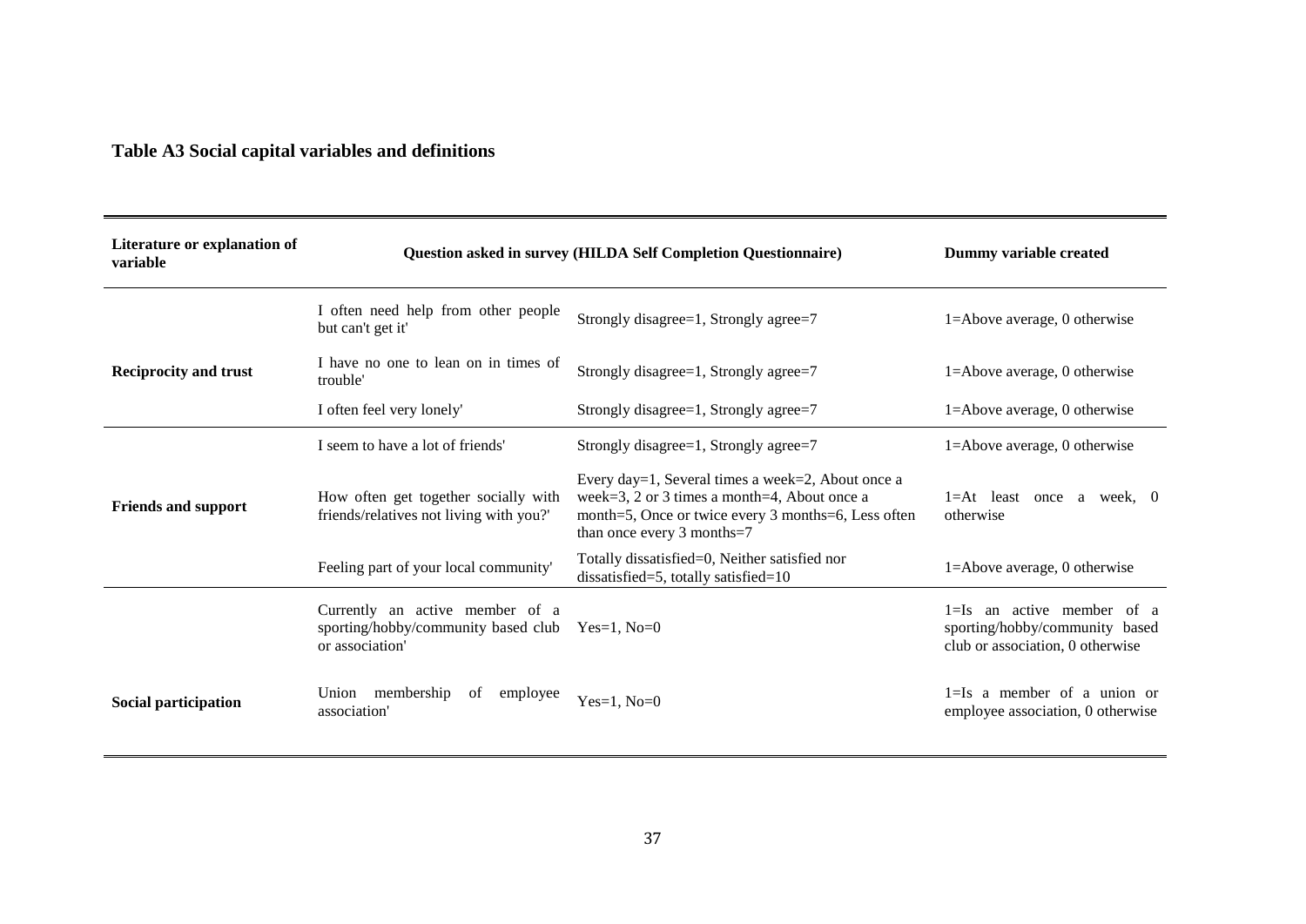**Table A3 Social capital variables and definitions**

| Literature or explanation of variable | Question asked in survey (HILDA Self Completion Questionnaire) | | Dummy variable created |
|---|---|---|---|
| Reciprocity and trust | I often need help from other people but can't get it' | Strongly disagree=1, Strongly agree=7 | 1=Above average, 0 otherwise |
| | I have no one to lean on in times of trouble' | Strongly disagree=1, Strongly agree=7 | 1=Above average, 0 otherwise |
| | I often feel very lonely' | Strongly disagree=1, Strongly agree=7 | 1=Above average, 0 otherwise |
| Friends and support | I seem to have a lot of friends' | Strongly disagree=1, Strongly agree=7 | 1=Above average, 0 otherwise |
| | How often get together socially with friends/relatives not living with you?' | Every day=1, Several times a week=2, About once a week=3, 2 or 3 times a month=4, About once a month=5, Once or twice every 3 months=6, Less often than once every 3 months=7 | 1=At least once a week, 0 otherwise |
| | Feeling part of your local community' | Totally dissatisfied=0, Neither satisfied nor dissatisfied=5, totally satisfied=10 | 1=Above average, 0 otherwise |
| Social participation | Currently an active member of a sporting/hobby/community based club or association' | Yes=1, No=0 | 1=Is an active member of a sporting/hobby/community based club or association, 0 otherwise |
| | Union membership of employee association' | Yes=1, No=0 | 1=Is a member of a union or employee association, 0 otherwise |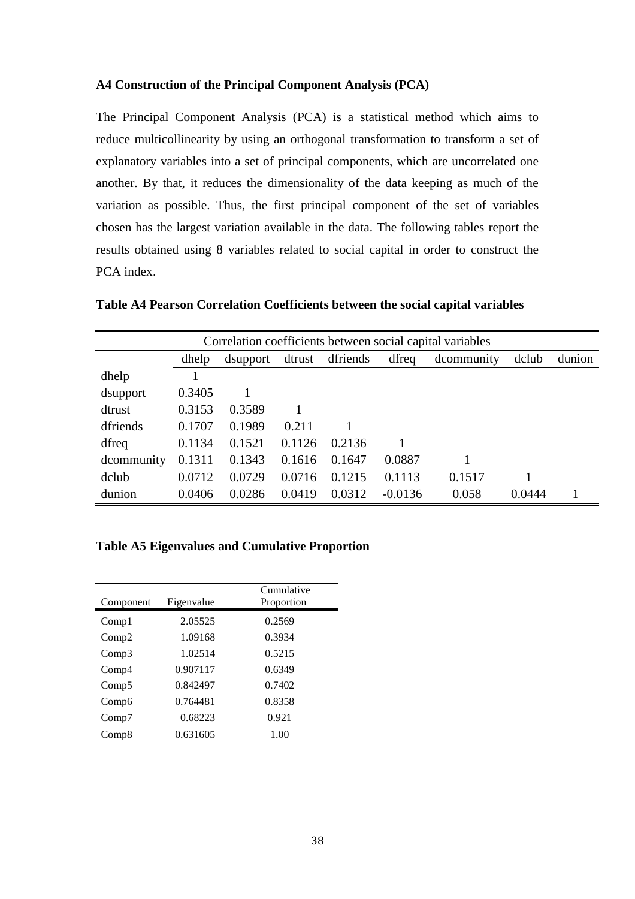### A4 Construction of the Principal Component Analysis (PCA)

The Principal Component Analysis (PCA) is a statistical method which aims to reduce multicollinearity by using an orthogonal transformation to transform a set of explanatory variables into a set of principal components, which are uncorrelated one another. By that, it reduces the dimensionality of the data keeping as much of the variation as possible. Thus, the first principal component of the set of variables chosen has the largest variation available in the data. The following tables report the results obtained using 8 variables related to social capital in order to construct the PCA index.

**Table A4 Pearson Correlation Coefficients between the social capital variables**

| Correlation coefficients between social capital variables | | | | | | | | |
|---|---|---|---|---|---|---|---|---|
| | dhelp | dsupport | dtrust | dfriends | dfreq | dcommunity | dclub | dunion |
| dhelp | 1 | | | | | | | |
| dsupport | 0.3405 | 1 | | | | | | |
| dtrust | 0.3153 | 0.3589 | 1 | | | | | |
| dfriends | 0.1707 | 0.1989 | 0.211 | 1 | | | | |
| dfreq | 0.1134 | 0.1521 | 0.1126 | 0.2136 | 1 | | | |
| dcommunity | 0.1311 | 0.1343 | 0.1616 | 0.1647 | 0.0887 | 1 | | |
| dclub | 0.0712 | 0.0729 | 0.0716 | 0.1215 | 0.1113 | 0.1517 | 1 | |
| dunion | 0.0406 | 0.0286 | 0.0419 | 0.0312 | -0.0136 | 0.058 | 0.0444 | 1 |

**Table A5 Eigenvalues and Cumulative Proportion**

| Component | Eigenvalue | Cumulative Proportion |
|---|---|---|
| Comp1 | 2.05525 | 0.2569 |
| Comp2 | 1.09168 | 0.3934 |
| Comp3 | 1.02514 | 0.5215 |
| Comp4 | 0.907117 | 0.6349 |
| Comp5 | 0.842497 | 0.7402 |
| Comp6 | 0.764481 | 0.8358 |
| Comp7 | 0.68223 | 0.921 |
| Comp8 | 0.631605 | 1.00 |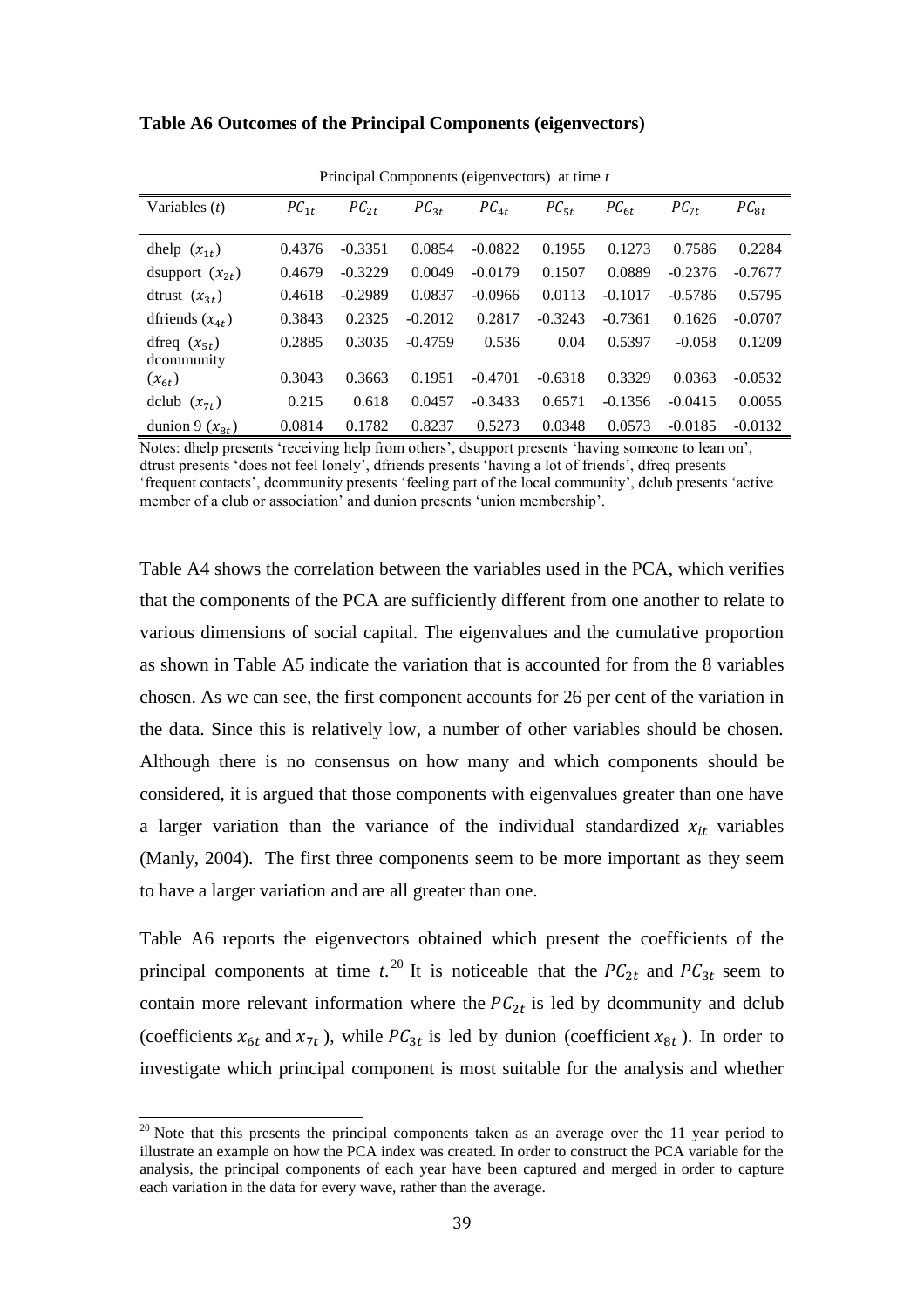**Table A6 Outcomes of the Principal Components (eigenvectors)**

| Principal Components (eigenvectors) at time *t* | | | | | | | | |
|---|---|---|---|---|---|---|---|---|
| Variables (*t*) | $PC_{1t}$ | $PC_{2t}$ | $PC_{3t}$ | $PC_{4t}$ | $PC_{5t}$ | $PC_{6t}$ | $PC_{7t}$ | $PC_{8t}$ |
| dhelp ($x_{1t}$) | 0.4376 | -0.3351 | 0.0854 | -0.0822 | 0.1955 | 0.1273 | 0.7586 | 0.2284 |
| dsupport ($x_{2t}$) | 0.4679 | -0.3229 | 0.0049 | -0.0179 | 0.1507 | 0.0889 | -0.2376 | -0.7677 |
| dtrust ($x_{3t}$) | 0.4618 | -0.2989 | 0.0837 | -0.0966 | 0.0113 | -0.1017 | -0.5786 | 0.5795 |
| dfriends ($x_{4t}$) | 0.3843 | 0.2325 | -0.2012 | 0.2817 | -0.3243 | -0.7361 | 0.1626 | -0.0707 |
| dfreq ($x_{5t}$) | 0.2885 | 0.3035 | -0.4759 | 0.536 | 0.04 | 0.5397 | -0.058 | 0.1209 |
| dcommunity ($x_{6t}$) | 0.3043 | 0.3663 | 0.1951 | -0.4701 | -0.6318 | 0.3329 | 0.0363 | -0.0532 |
| dclub ($x_{7t}$) | 0.215 | 0.618 | 0.0457 | -0.3433 | 0.6571 | -0.1356 | -0.0415 | 0.0055 |
| dunion 9 ($x_{8t}$) | 0.0814 | 0.1782 | 0.8237 | 0.5273 | 0.0348 | 0.0573 | -0.0185 | -0.0132 |

Notes: dhelp presents 'receiving help from others', dsupport presents 'having someone to lean on', dtrust presents 'does not feel lonely', dfriends presents 'having a lot of friends', dfreq presents 'frequent contacts', dcommunity presents 'feeling part of the local community', dclub presents 'active member of a club or association' and dunion presents 'union membership'.

Table A4 shows the correlation between the variables used in the PCA, which verifies that the components of the PCA are sufficiently different from one another to relate to various dimensions of social capital. The eigenvalues and the cumulative proportion as shown in Table A5 indicate the variation that is accounted for from the 8 variables chosen. As we can see, the first component accounts for 26 per cent of the variation in the data. Since this is relatively low, a number of other variables should be chosen. Although there is no consensus on how many and which components should be considered, it is argued that those components with eigenvalues greater than one have a larger variation than the variance of the individual standardized $x_{it}$ variables (Manly, 2004). The first three components seem to be more important as they seem to have a larger variation and are all greater than one.

Table A6 reports the eigenvectors obtained which present the coefficients of the principal components at time *t*.[20] It is noticeable that the $PC_{2t}$ and $PC_{3t}$ seem to contain more relevant information where the $PC_{2t}$ is led by dcommunity and dclub (coefficients $x_{6t}$ and $x_{7t}$), while $PC_{3t}$ is led by dunion (coefficient $x_{8t}$). In order to investigate which principal component is most suitable for the analysis and whether

[20] Note that this presents the principal components taken as an average over the 11 year period to illustrate an example on how the PCA index was created. In order to construct the PCA variable for the analysis, the principal components of each year have been captured and merged in order to capture each variation in the data for every wave, rather than the average.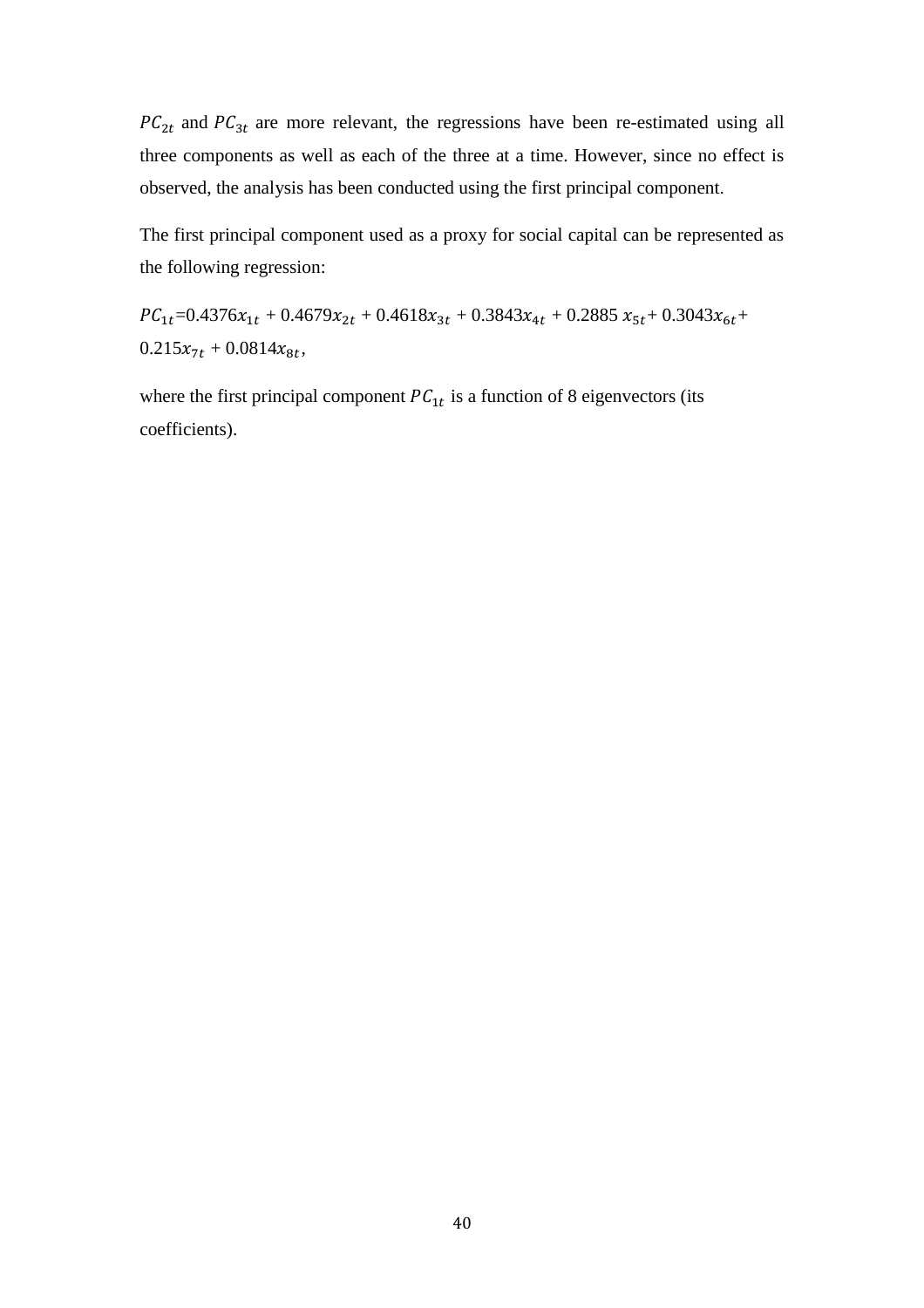$PC_{2t}$ and $PC_{3t}$ are more relevant, the regressions have been re-estimated using all three components as well as each of the three at a time. However, since no effect is observed, the analysis has been conducted using the first principal component.

The first principal component used as a proxy for social capital can be represented as the following regression:

$PC_{1t}$=0.4376$x_{1t}$ + 0.4679$x_{2t}$ + 0.4618$x_{3t}$ + 0.3843$x_{4t}$ + 0.2885 $x_{5t}$+ 0.3043$x_{6t}$+ 0.215$x_{7t}$ + 0.0814$x_{8t}$,

where the first principal component $PC_{1t}$ is a function of 8 eigenvectors (its coefficients).